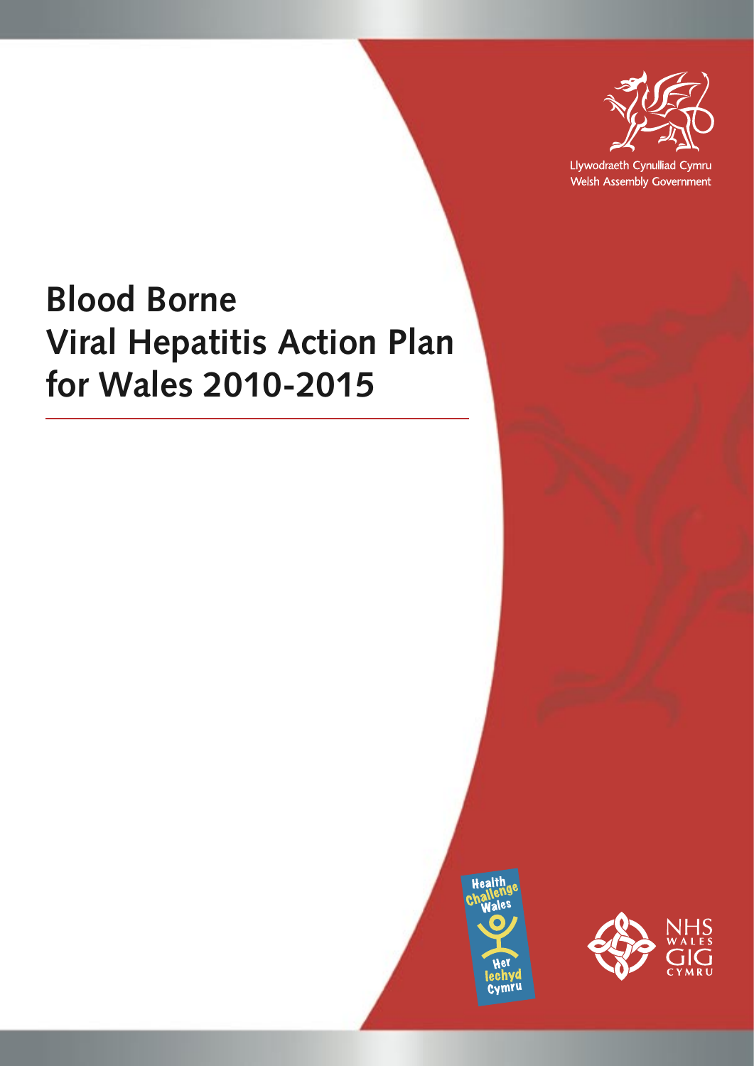Llywodraeth Cynulliad Cymru
Welsh Assembly Government

# Blood Borne Viral Hepatitis Action Plan for Wales 2010-2015

Health Challenge Wales
Her Iechyd Cymru

NHS WALES
GIG CYMRU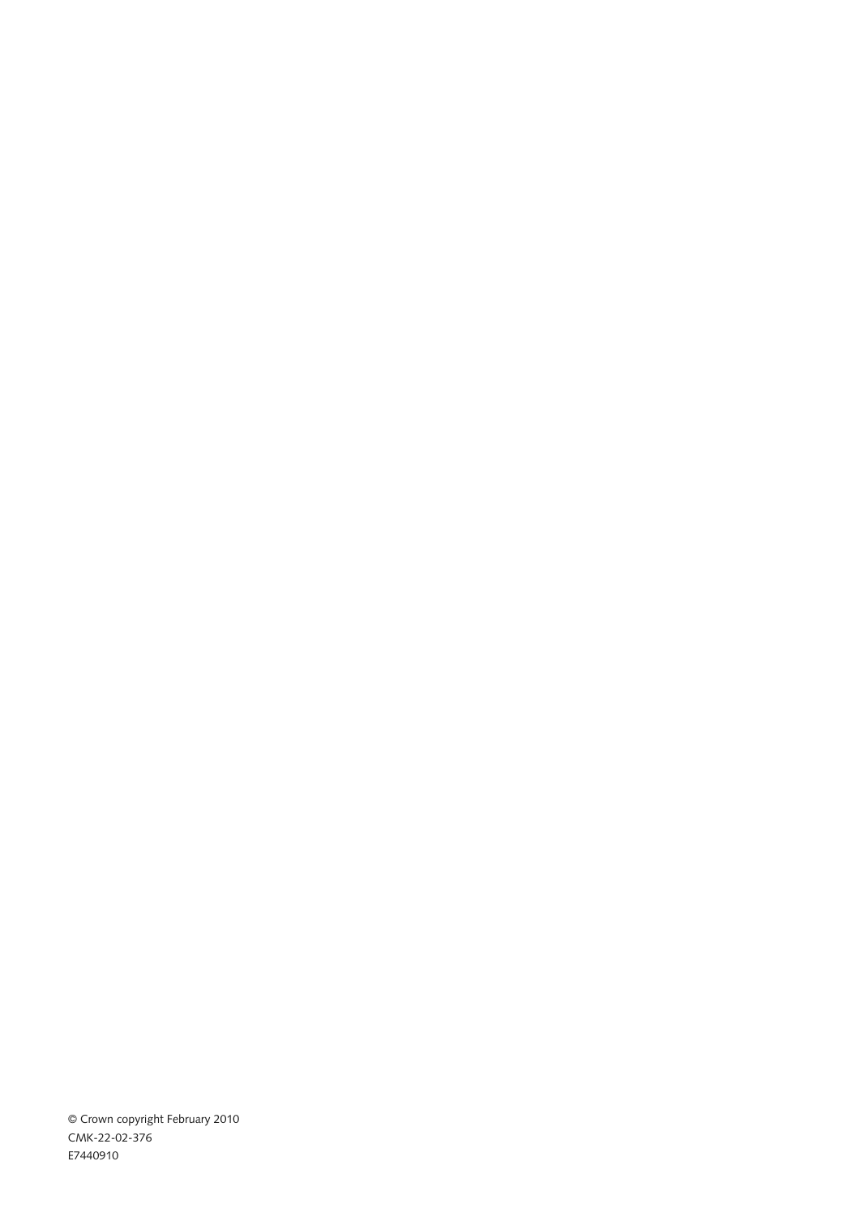© Crown copyright February 2010
CMK-22-02-376
E7440910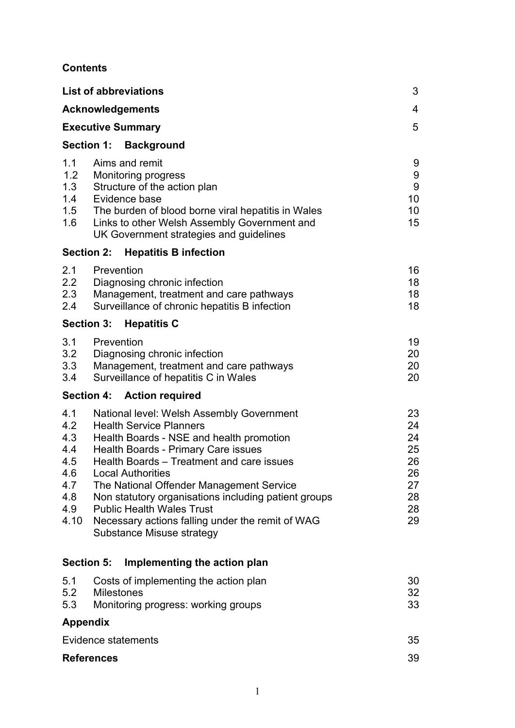## Contents

| | | |
|---|---|---|
| **List of abbreviations** | | 3 |
| **Acknowledgements** | | 4 |
| **Executive Summary** | | 5 |
| **Section 1:** | **Background** | |
| 1.1 | Aims and remit | 9 |
| 1.2 | Monitoring progress | 9 |
| 1.3 | Structure of the action plan | 9 |
| 1.4 | Evidence base | 10 |
| 1.5 | The burden of blood borne viral hepatitis in Wales | 10 |
| 1.6 | Links to other Welsh Assembly Government and UK Government strategies and guidelines | 15 |
| **Section 2:** | **Hepatitis B infection** | |
| 2.1 | Prevention | 16 |
| 2.2 | Diagnosing chronic infection | 18 |
| 2.3 | Management, treatment and care pathways | 18 |
| 2.4 | Surveillance of chronic hepatitis B infection | 18 |
| **Section 3:** | **Hepatitis C** | |
| 3.1 | Prevention | 19 |
| 3.2 | Diagnosing chronic infection | 20 |
| 3.3 | Management, treatment and care pathways | 20 |
| 3.4 | Surveillance of hepatitis C in Wales | 20 |
| **Section 4:** | **Action required** | |
| 4.1 | National level: Welsh Assembly Government | 23 |
| 4.2 | Health Service Planners | 24 |
| 4.3 | Health Boards - NSE and health promotion | 24 |
| 4.4 | Health Boards - Primary Care issues | 25 |
| 4.5 | Health Boards – Treatment and care issues | 26 |
| 4.6 | Local Authorities | 26 |
| 4.7 | The National Offender Management Service | 27 |
| 4.8 | Non statutory organisations including patient groups | 28 |
| 4.9 | Public Health Wales Trust | 28 |
| 4.10 | Necessary actions falling under the remit of WAG Substance Misuse strategy | 29 |
| **Section 5:** | **Implementing the action plan** | |
| 5.1 | Costs of implementing the action plan | 30 |
| 5.2 | Milestones | 32 |
| 5.3 | Monitoring progress: working groups | 33 |
| **Appendix** | | |
| Evidence statements | | 35 |
| **References** | | 39 |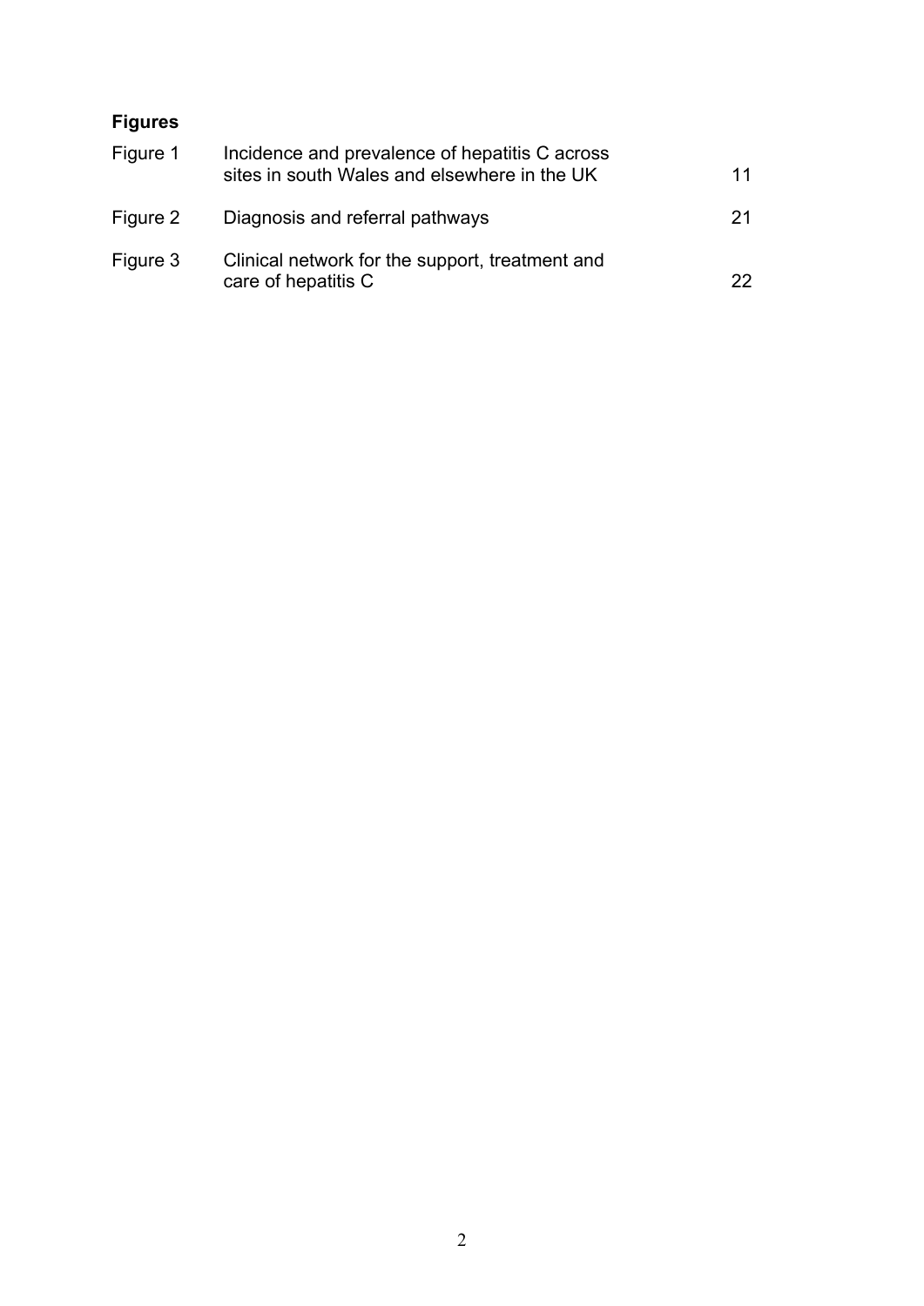**Figures**

| | | |
|---|---|---|
| Figure 1 | Incidence and prevalence of hepatitis C across sites in south Wales and elsewhere in the UK | 11 |
| Figure 2 | Diagnosis and referral pathways | 21 |
| Figure 3 | Clinical network for the support, treatment and care of hepatitis C | 22 |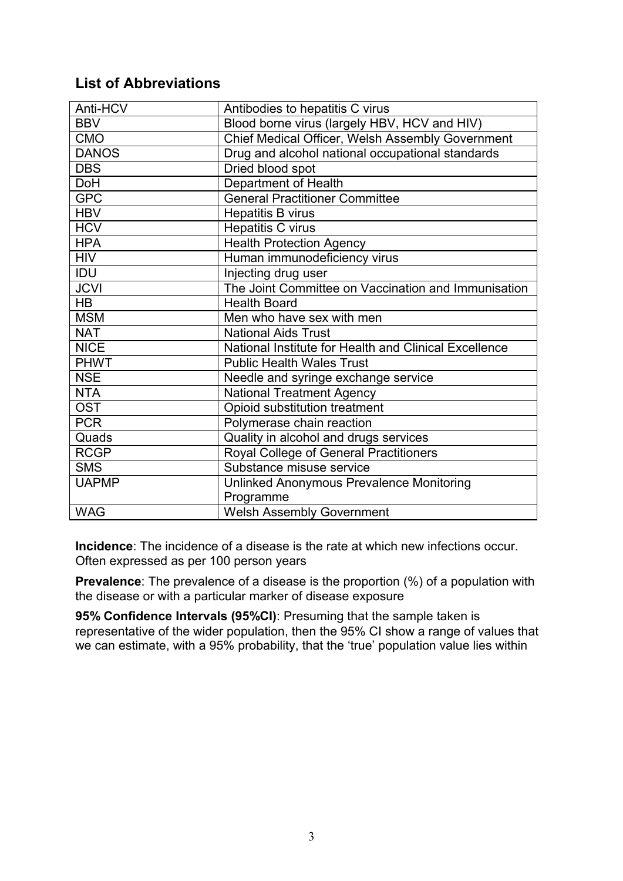## List of Abbreviations

| Anti-HCV | Antibodies to hepatitis C virus |
|---|---|
| BBV | Blood borne virus (largely HBV, HCV and HIV) |
| CMO | Chief Medical Officer, Welsh Assembly Government |
| DANOS | Drug and alcohol national occupational standards |
| DBS | Dried blood spot |
| DoH | Department of Health |
| GPC | General Practitioner Committee |
| HBV | Hepatitis B virus |
| HCV | Hepatitis C virus |
| HPA | Health Protection Agency |
| HIV | Human immunodeficiency virus |
| IDU | Injecting drug user |
| JCVI | The Joint Committee on Vaccination and Immunisation |
| HB | Health Board |
| MSM | Men who have sex with men |
| NAT | National Aids Trust |
| NICE | National Institute for Health and Clinical Excellence |
| PHWT | Public Health Wales Trust |
| NSE | Needle and syringe exchange service |
| NTA | National Treatment Agency |
| OST | Opioid substitution treatment |
| PCR | Polymerase chain reaction |
| Quads | Quality in alcohol and drugs services |
| RCGP | Royal College of General Practitioners |
| SMS | Substance misuse service |
| UAPMP | Unlinked Anonymous Prevalence Monitoring Programme |
| WAG | Welsh Assembly Government |

**Incidence**: The incidence of a disease is the rate at which new infections occur. Often expressed as per 100 person years

**Prevalence**: The prevalence of a disease is the proportion (%) of a population with the disease or with a particular marker of disease exposure

**95% Confidence Intervals (95%CI)**: Presuming that the sample taken is representative of the wider population, then the 95% CI show a range of values that we can estimate, with a 95% probability, that the 'true' population value lies within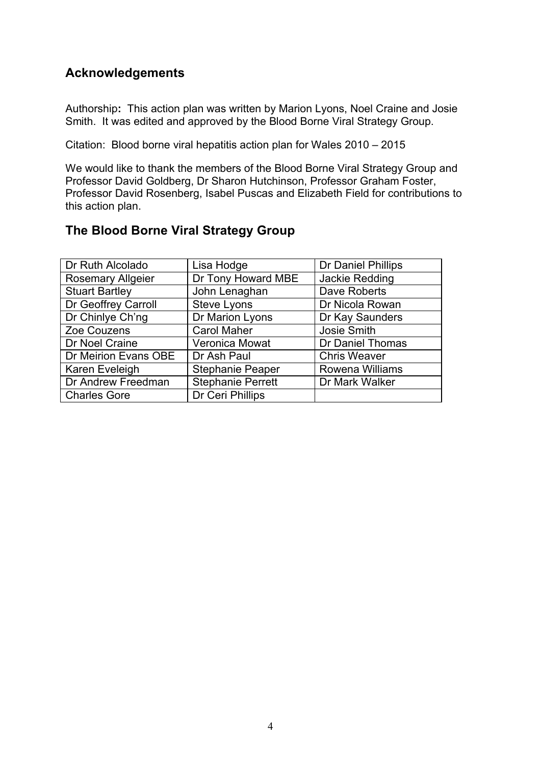## Acknowledgements

Authorship**:** This action plan was written by Marion Lyons, Noel Craine and Josie Smith. It was edited and approved by the Blood Borne Viral Strategy Group.

Citation: Blood borne viral hepatitis action plan for Wales 2010 – 2015

We would like to thank the members of the Blood Borne Viral Strategy Group and Professor David Goldberg, Dr Sharon Hutchinson, Professor Graham Foster, Professor David Rosenberg, Isabel Puscas and Elizabeth Field for contributions to this action plan.

## The Blood Borne Viral Strategy Group

| | | |
|---|---|---|
| Dr Ruth Alcolado | Lisa Hodge | Dr Daniel Phillips |
| Rosemary Allgeier | Dr Tony Howard MBE | Jackie Redding |
| Stuart Bartley | John Lenaghan | Dave Roberts |
| Dr Geoffrey Carroll | Steve Lyons | Dr Nicola Rowan |
| Dr Chinlye Ch'ng | Dr Marion Lyons | Dr Kay Saunders |
| Zoe Couzens | Carol Maher | Josie Smith |
| Dr Noel Craine | Veronica Mowat | Dr Daniel Thomas |
| Dr Meirion Evans OBE | Dr Ash Paul | Chris Weaver |
| Karen Eveleigh | Stephanie Peaper | Rowena Williams |
| Dr Andrew Freedman | Stephanie Perrett | Dr Mark Walker |
| Charles Gore | Dr Ceri Phillips | |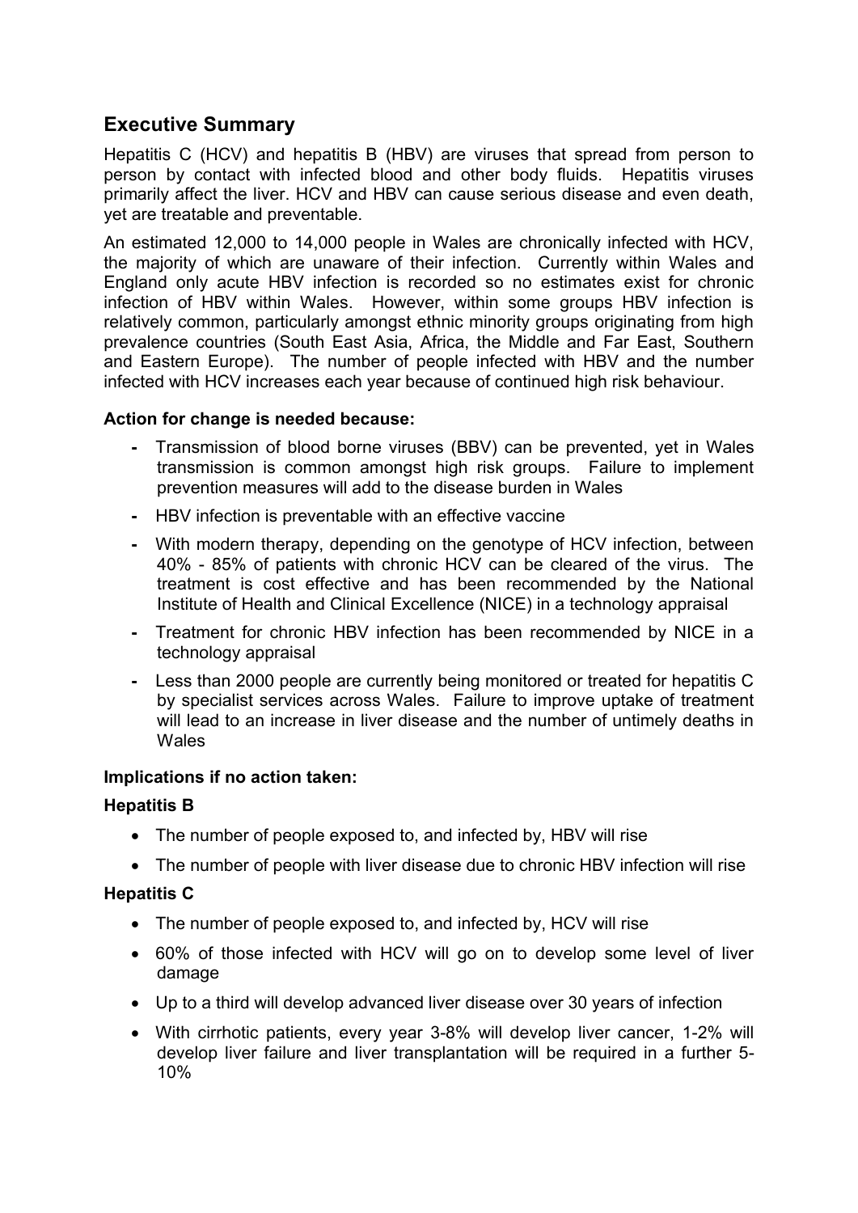## Executive Summary

Hepatitis C (HCV) and hepatitis B (HBV) are viruses that spread from person to person by contact with infected blood and other body fluids. Hepatitis viruses primarily affect the liver. HCV and HBV can cause serious disease and even death, yet are treatable and preventable.

An estimated 12,000 to 14,000 people in Wales are chronically infected with HCV, the majority of which are unaware of their infection. Currently within Wales and England only acute HBV infection is recorded so no estimates exist for chronic infection of HBV within Wales. However, within some groups HBV infection is relatively common, particularly amongst ethnic minority groups originating from high prevalence countries (South East Asia, Africa, the Middle and Far East, Southern and Eastern Europe). The number of people infected with HBV and the number infected with HCV increases each year because of continued high risk behaviour.

**Action for change is needed because:**

- Transmission of blood borne viruses (BBV) can be prevented, yet in Wales transmission is common amongst high risk groups. Failure to implement prevention measures will add to the disease burden in Wales
- HBV infection is preventable with an effective vaccine
- With modern therapy, depending on the genotype of HCV infection, between 40% - 85% of patients with chronic HCV can be cleared of the virus. The treatment is cost effective and has been recommended by the National Institute of Health and Clinical Excellence (NICE) in a technology appraisal
- Treatment for chronic HBV infection has been recommended by NICE in a technology appraisal
- Less than 2000 people are currently being monitored or treated for hepatitis C by specialist services across Wales. Failure to improve uptake of treatment will lead to an increase in liver disease and the number of untimely deaths in Wales

**Implications if no action taken:**

**Hepatitis B**

- The number of people exposed to, and infected by, HBV will rise
- The number of people with liver disease due to chronic HBV infection will rise

**Hepatitis C**

- The number of people exposed to, and infected by, HCV will rise
- 60% of those infected with HCV will go on to develop some level of liver damage
- Up to a third will develop advanced liver disease over 30 years of infection
- With cirrhotic patients, every year 3-8% will develop liver cancer, 1-2% will develop liver failure and liver transplantation will be required in a further 5-10%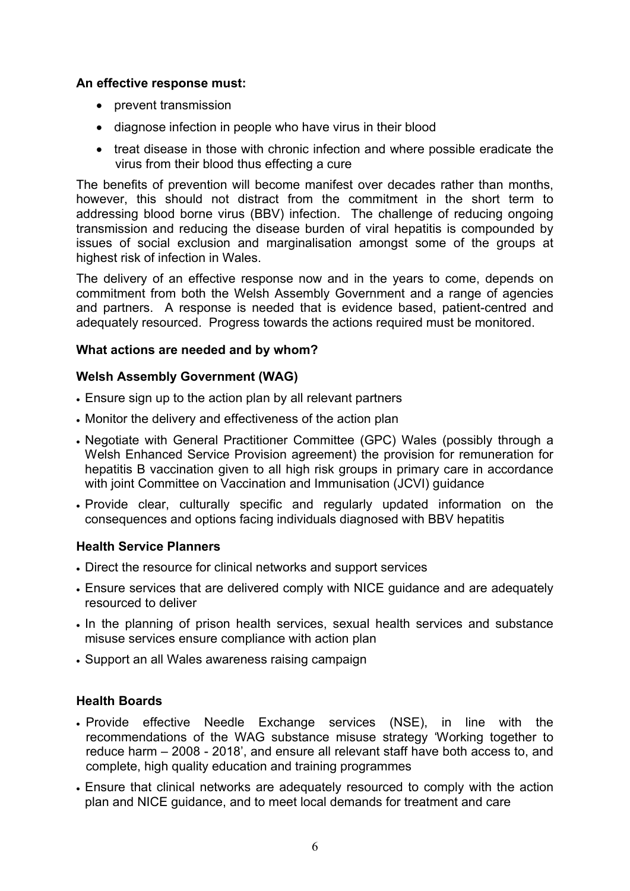**An effective response must:**

- prevent transmission
- diagnose infection in people who have virus in their blood
- treat disease in those with chronic infection and where possible eradicate the virus from their blood thus effecting a cure

The benefits of prevention will become manifest over decades rather than months, however, this should not distract from the commitment in the short term to addressing blood borne virus (BBV) infection. The challenge of reducing ongoing transmission and reducing the disease burden of viral hepatitis is compounded by issues of social exclusion and marginalisation amongst some of the groups at highest risk of infection in Wales.

The delivery of an effective response now and in the years to come, depends on commitment from both the Welsh Assembly Government and a range of agencies and partners. A response is needed that is evidence based, patient-centred and adequately resourced. Progress towards the actions required must be monitored.

**What actions are needed and by whom?**

**Welsh Assembly Government (WAG)**

- Ensure sign up to the action plan by all relevant partners
- Monitor the delivery and effectiveness of the action plan
- Negotiate with General Practitioner Committee (GPC) Wales (possibly through a Welsh Enhanced Service Provision agreement) the provision for remuneration for hepatitis B vaccination given to all high risk groups in primary care in accordance with joint Committee on Vaccination and Immunisation (JCVI) guidance
- Provide clear, culturally specific and regularly updated information on the consequences and options facing individuals diagnosed with BBV hepatitis

**Health Service Planners**

- Direct the resource for clinical networks and support services
- Ensure services that are delivered comply with NICE guidance and are adequately resourced to deliver
- In the planning of prison health services, sexual health services and substance misuse services ensure compliance with action plan
- Support an all Wales awareness raising campaign

**Health Boards**

- Provide effective Needle Exchange services (NSE), in line with the recommendations of the WAG substance misuse strategy 'Working together to reduce harm – 2008 - 2018', and ensure all relevant staff have both access to, and complete, high quality education and training programmes
- Ensure that clinical networks are adequately resourced to comply with the action plan and NICE guidance, and to meet local demands for treatment and care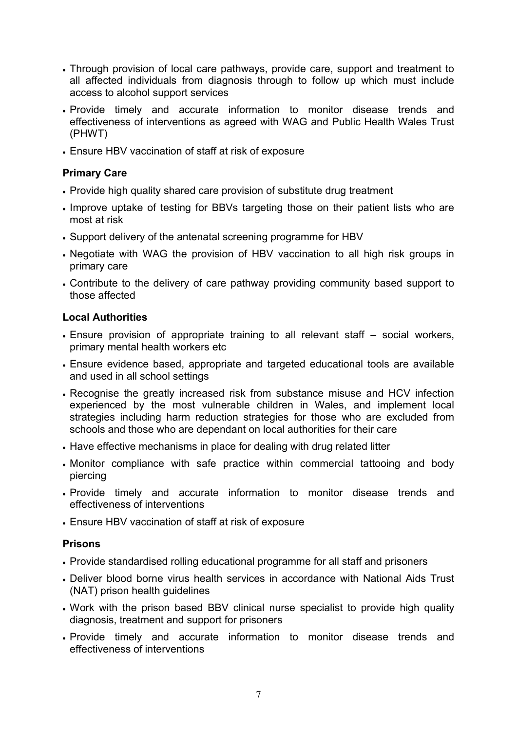- Through provision of local care pathways, provide care, support and treatment to all affected individuals from diagnosis through to follow up which must include access to alcohol support services
- Provide timely and accurate information to monitor disease trends and effectiveness of interventions as agreed with WAG and Public Health Wales Trust (PHWT)
- Ensure HBV vaccination of staff at risk of exposure

**Primary Care**

- Provide high quality shared care provision of substitute drug treatment
- Improve uptake of testing for BBVs targeting those on their patient lists who are most at risk
- Support delivery of the antenatal screening programme for HBV
- Negotiate with WAG the provision of HBV vaccination to all high risk groups in primary care
- Contribute to the delivery of care pathway providing community based support to those affected

**Local Authorities**

- Ensure provision of appropriate training to all relevant staff – social workers, primary mental health workers etc
- Ensure evidence based, appropriate and targeted educational tools are available and used in all school settings
- Recognise the greatly increased risk from substance misuse and HCV infection experienced by the most vulnerable children in Wales, and implement local strategies including harm reduction strategies for those who are excluded from schools and those who are dependant on local authorities for their care
- Have effective mechanisms in place for dealing with drug related litter
- Monitor compliance with safe practice within commercial tattooing and body piercing
- Provide timely and accurate information to monitor disease trends and effectiveness of interventions
- Ensure HBV vaccination of staff at risk of exposure

**Prisons**

- Provide standardised rolling educational programme for all staff and prisoners
- Deliver blood borne virus health services in accordance with National Aids Trust (NAT) prison health guidelines
- Work with the prison based BBV clinical nurse specialist to provide high quality diagnosis, treatment and support for prisoners
- Provide timely and accurate information to monitor disease trends and effectiveness of interventions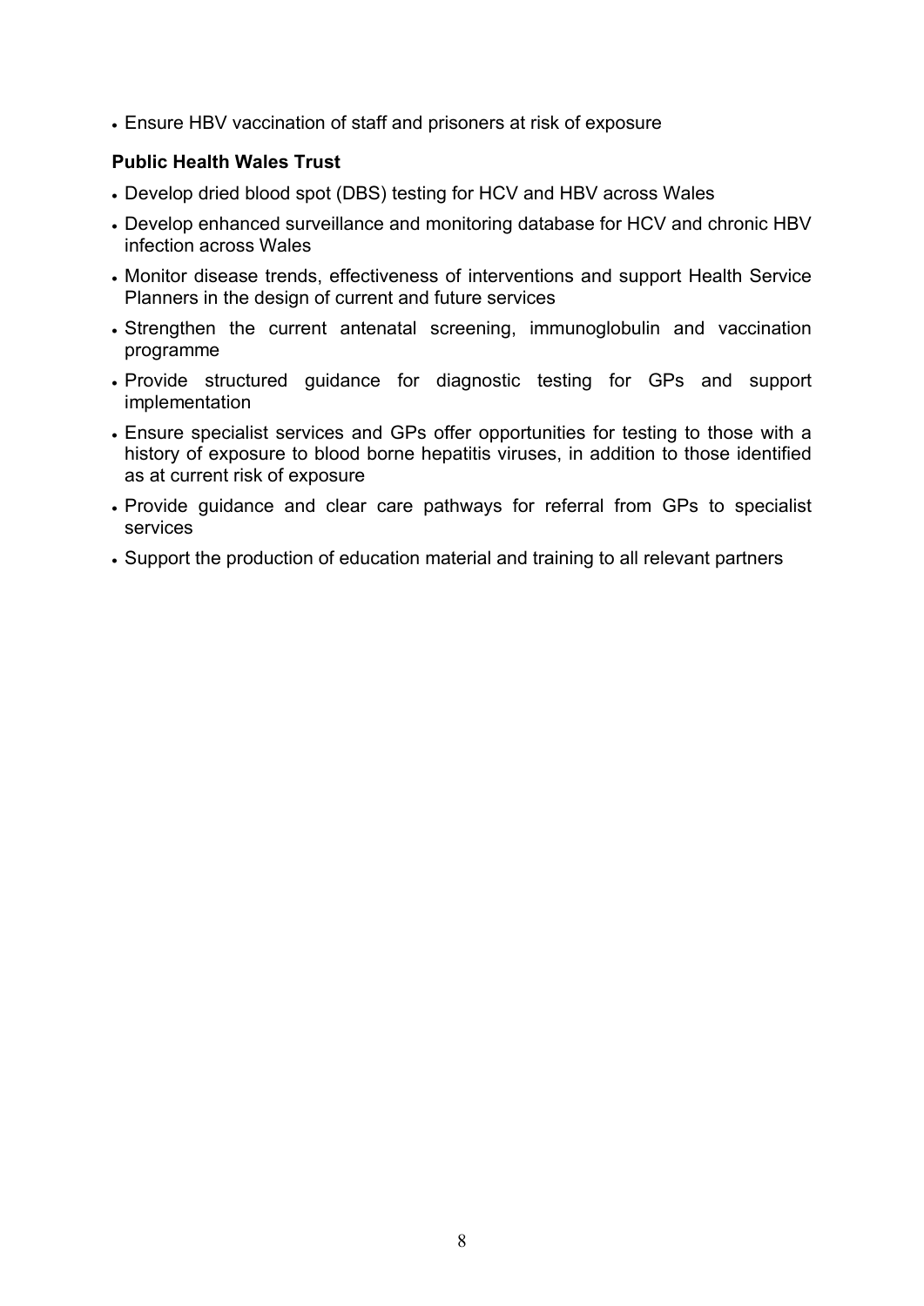- Ensure HBV vaccination of staff and prisoners at risk of exposure

**Public Health Wales Trust**

- Develop dried blood spot (DBS) testing for HCV and HBV across Wales
- Develop enhanced surveillance and monitoring database for HCV and chronic HBV infection across Wales
- Monitor disease trends, effectiveness of interventions and support Health Service Planners in the design of current and future services
- Strengthen the current antenatal screening, immunoglobulin and vaccination programme
- Provide structured guidance for diagnostic testing for GPs and support implementation
- Ensure specialist services and GPs offer opportunities for testing to those with a history of exposure to blood borne hepatitis viruses, in addition to those identified as at current risk of exposure
- Provide guidance and clear care pathways for referral from GPs to specialist services
- Support the production of education material and training to all relevant partners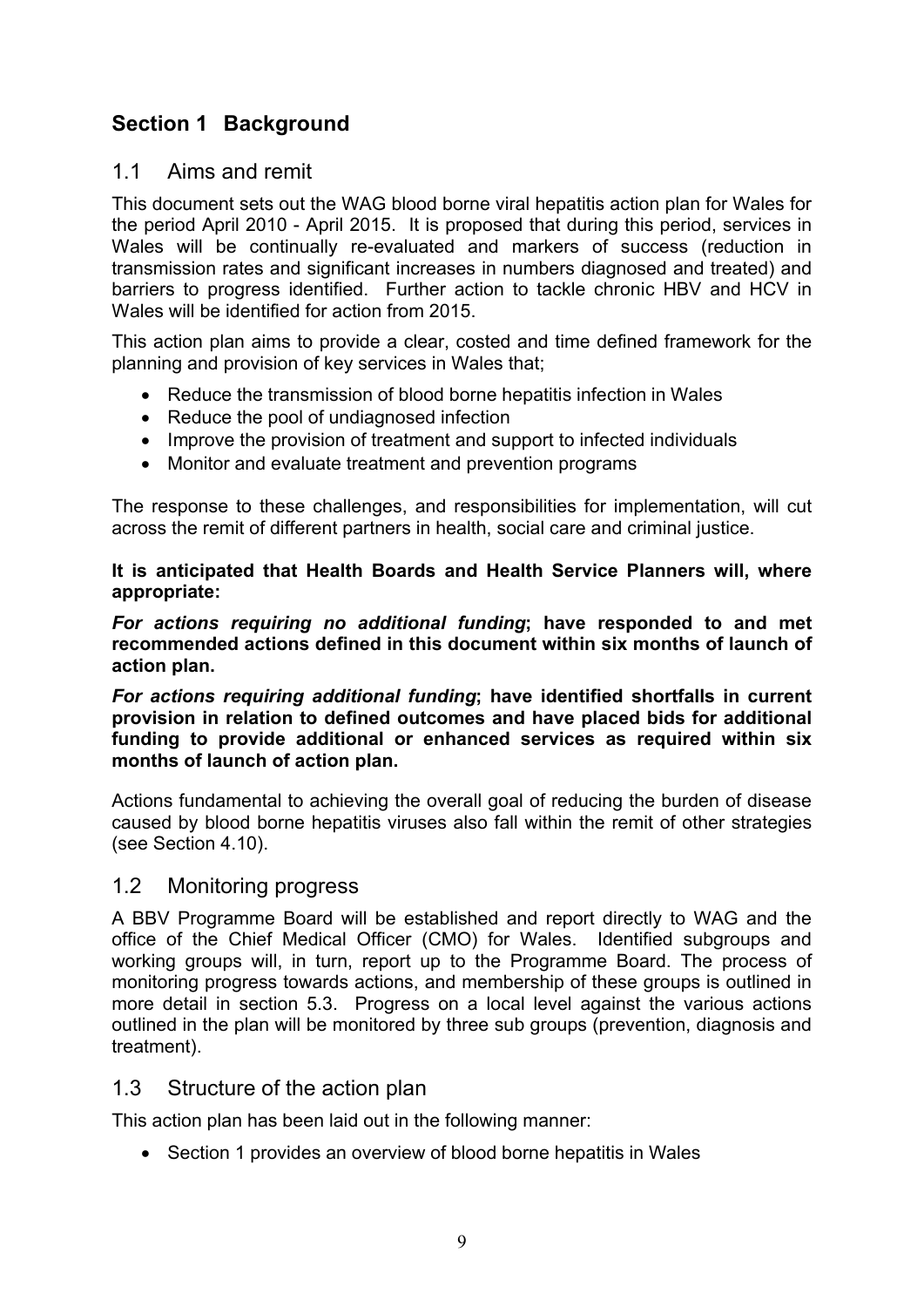# Section 1 Background

## 1.1 Aims and remit

This document sets out the WAG blood borne viral hepatitis action plan for Wales for the period April 2010 - April 2015. It is proposed that during this period, services in Wales will be continually re-evaluated and markers of success (reduction in transmission rates and significant increases in numbers diagnosed and treated) and barriers to progress identified. Further action to tackle chronic HBV and HCV in Wales will be identified for action from 2015.

This action plan aims to provide a clear, costed and time defined framework for the planning and provision of key services in Wales that;

- Reduce the transmission of blood borne hepatitis infection in Wales
- Reduce the pool of undiagnosed infection
- Improve the provision of treatment and support to infected individuals
- Monitor and evaluate treatment and prevention programs

The response to these challenges, and responsibilities for implementation, will cut across the remit of different partners in health, social care and criminal justice.

**It is anticipated that Health Boards and Health Service Planners will, where appropriate:**

***For actions requiring no additional funding*; have responded to and met recommended actions defined in this document within six months of launch of action plan.**

***For actions requiring additional funding*; have identified shortfalls in current provision in relation to defined outcomes and have placed bids for additional funding to provide additional or enhanced services as required within six months of launch of action plan.**

Actions fundamental to achieving the overall goal of reducing the burden of disease caused by blood borne hepatitis viruses also fall within the remit of other strategies (see Section 4.10).

## 1.2 Monitoring progress

A BBV Programme Board will be established and report directly to WAG and the office of the Chief Medical Officer (CMO) for Wales. Identified subgroups and working groups will, in turn, report up to the Programme Board. The process of monitoring progress towards actions, and membership of these groups is outlined in more detail in section 5.3. Progress on a local level against the various actions outlined in the plan will be monitored by three sub groups (prevention, diagnosis and treatment).

## 1.3 Structure of the action plan

This action plan has been laid out in the following manner:

- Section 1 provides an overview of blood borne hepatitis in Wales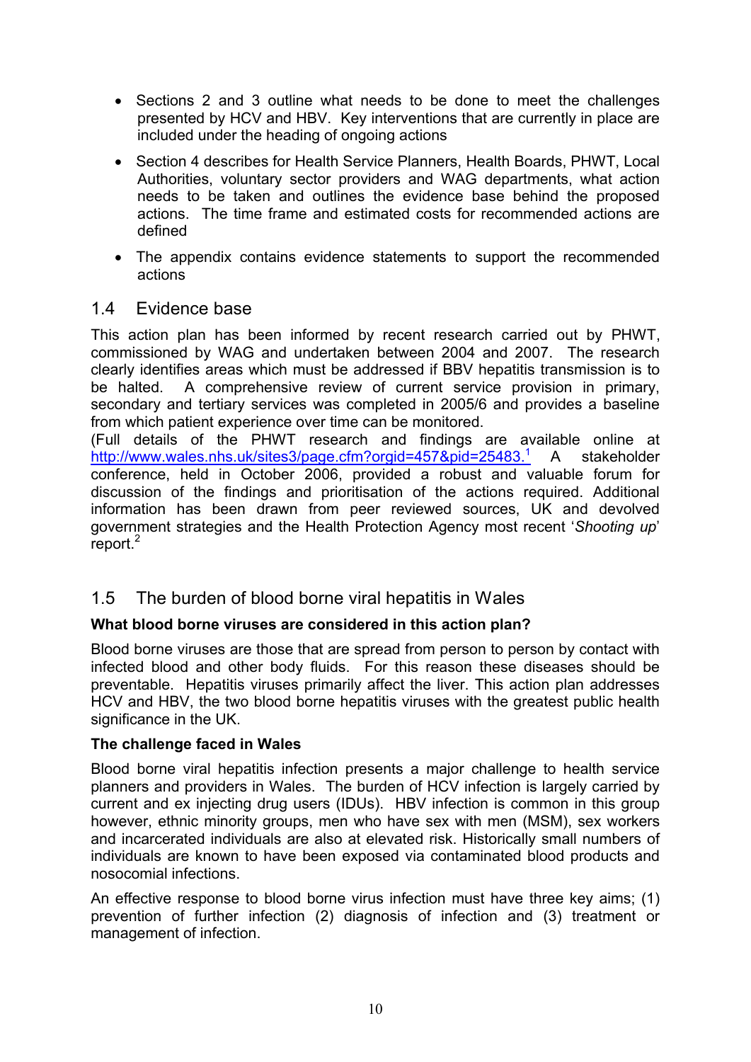- Sections 2 and 3 outline what needs to be done to meet the challenges presented by HCV and HBV. Key interventions that are currently in place are included under the heading of ongoing actions
- Section 4 describes for Health Service Planners, Health Boards, PHWT, Local Authorities, voluntary sector providers and WAG departments, what action needs to be taken and outlines the evidence base behind the proposed actions. The time frame and estimated costs for recommended actions are defined
- The appendix contains evidence statements to support the recommended actions

## 1.4 Evidence base

This action plan has been informed by recent research carried out by PHWT, commissioned by WAG and undertaken between 2004 and 2007. The research clearly identifies areas which must be addressed if BBV hepatitis transmission is to be halted. A comprehensive review of current service provision in primary, secondary and tertiary services was completed in 2005/6 and provides a baseline from which patient experience over time can be monitored.
(Full details of the PHWT research and findings are available online at [http://www.wales.nhs.uk/sites3/page.cfm?orgid=457&pid=25483.](http://www.wales.nhs.uk/sites3/page.cfm?orgid=457&pid=25483)[1] A stakeholder conference, held in October 2006, provided a robust and valuable forum for discussion of the findings and prioritisation of the actions required. Additional information has been drawn from peer reviewed sources, UK and devolved government strategies and the Health Protection Agency most recent '*Shooting up*' report.[2]

## 1.5 The burden of blood borne viral hepatitis in Wales

**What blood borne viruses are considered in this action plan?**

Blood borne viruses are those that are spread from person to person by contact with infected blood and other body fluids. For this reason these diseases should be preventable. Hepatitis viruses primarily affect the liver. This action plan addresses HCV and HBV, the two blood borne hepatitis viruses with the greatest public health significance in the UK.

**The challenge faced in Wales**

Blood borne viral hepatitis infection presents a major challenge to health service planners and providers in Wales. The burden of HCV infection is largely carried by current and ex injecting drug users (IDUs). HBV infection is common in this group however, ethnic minority groups, men who have sex with men (MSM), sex workers and incarcerated individuals are also at elevated risk. Historically small numbers of individuals are known to have been exposed via contaminated blood products and nosocomial infections.

An effective response to blood borne virus infection must have three key aims; (1) prevention of further infection (2) diagnosis of infection and (3) treatment or management of infection.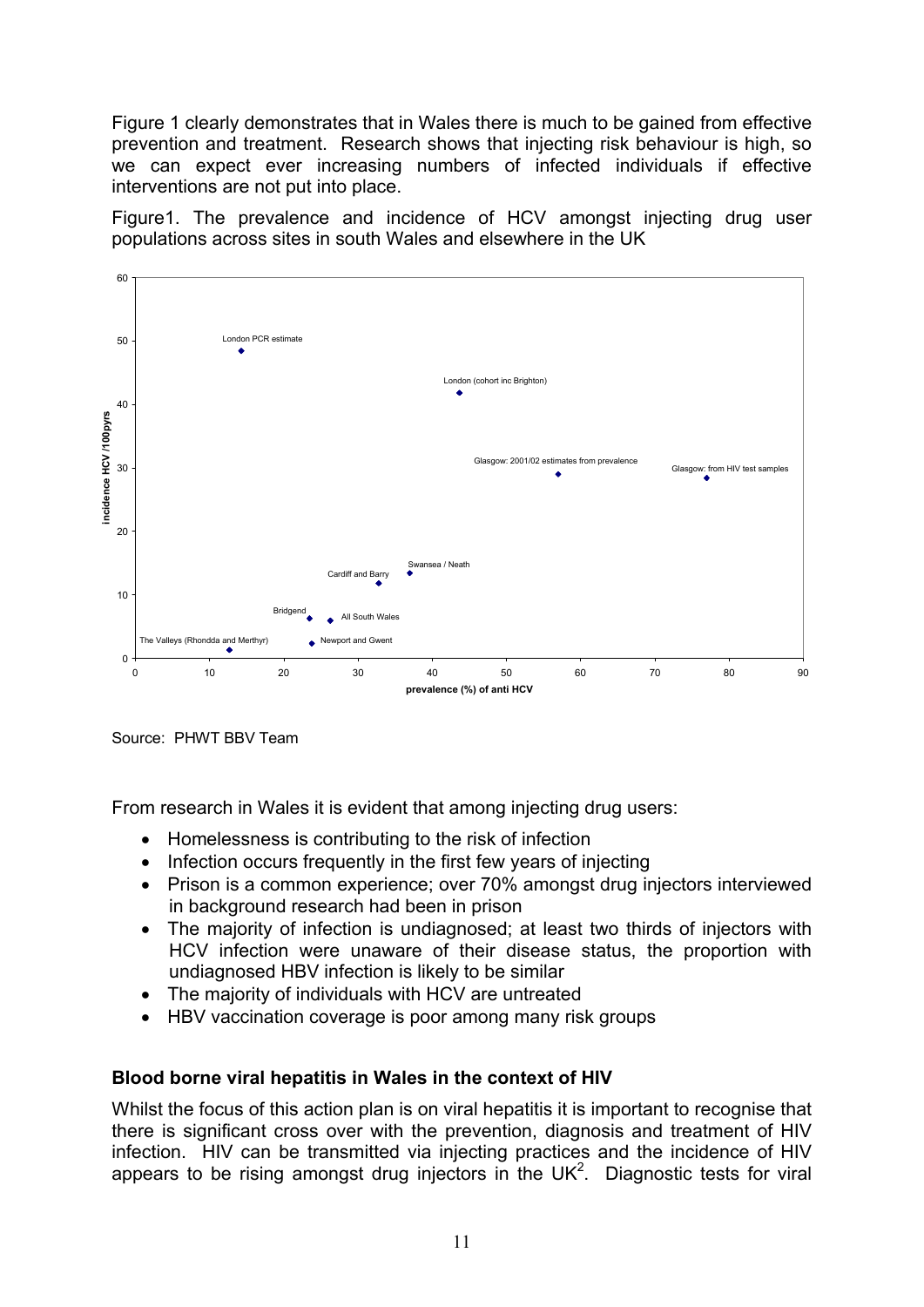Figure 1 clearly demonstrates that in Wales there is much to be gained from effective prevention and treatment. Research shows that injecting risk behaviour is high, so we can expect ever increasing numbers of infected individuals if effective interventions are not put into place.

Figure1. The prevalence and incidence of HCV amongst injecting drug user populations across sites in south Wales and elsewhere in the UK

Source: PHWT BBV Team

From research in Wales it is evident that among injecting drug users:

- Homelessness is contributing to the risk of infection
- Infection occurs frequently in the first few years of injecting
- Prison is a common experience; over 70% amongst drug injectors interviewed in background research had been in prison
- The majority of infection is undiagnosed; at least two thirds of injectors with HCV infection were unaware of their disease status, the proportion with undiagnosed HBV infection is likely to be similar
- The majority of individuals with HCV are untreated
- HBV vaccination coverage is poor among many risk groups

### Blood borne viral hepatitis in Wales in the context of HIV

Whilst the focus of this action plan is on viral hepatitis it is important to recognise that there is significant cross over with the prevention, diagnosis and treatment of HIV infection. HIV can be transmitted via injecting practices and the incidence of HIV appears to be rising amongst drug injectors in the UK[2]. Diagnostic tests for viral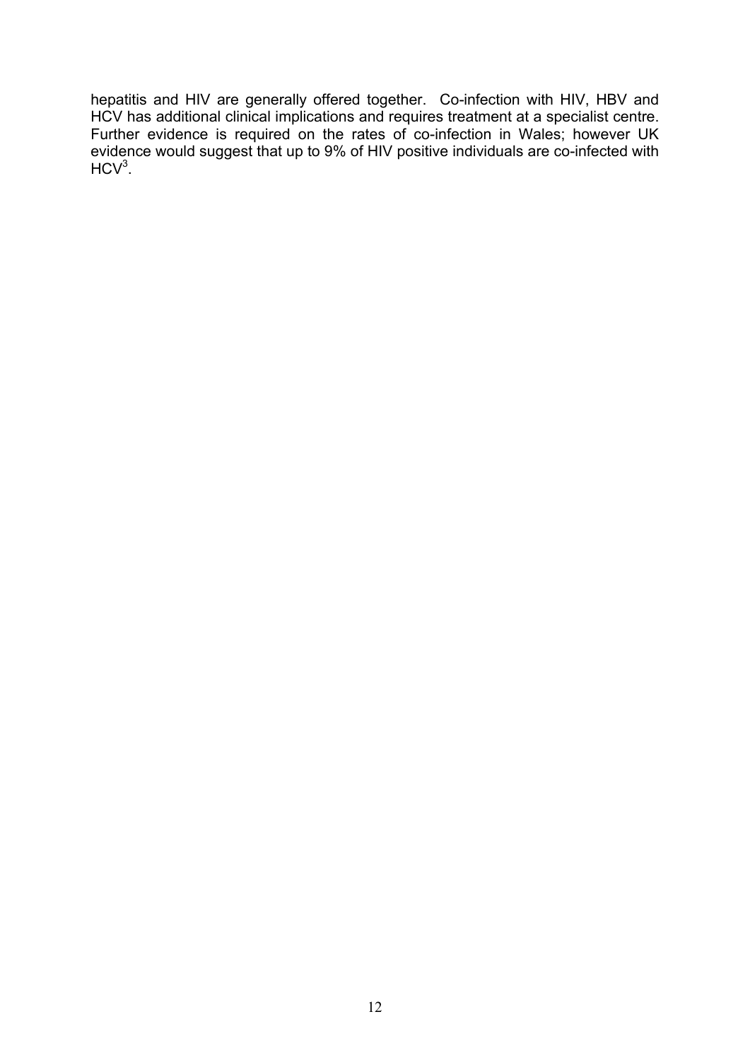hepatitis and HIV are generally offered together. Co-infection with HIV, HBV and HCV has additional clinical implications and requires treatment at a specialist centre. Further evidence is required on the rates of co-infection in Wales; however UK evidence would suggest that up to 9% of HIV positive individuals are co-infected with HCV[3].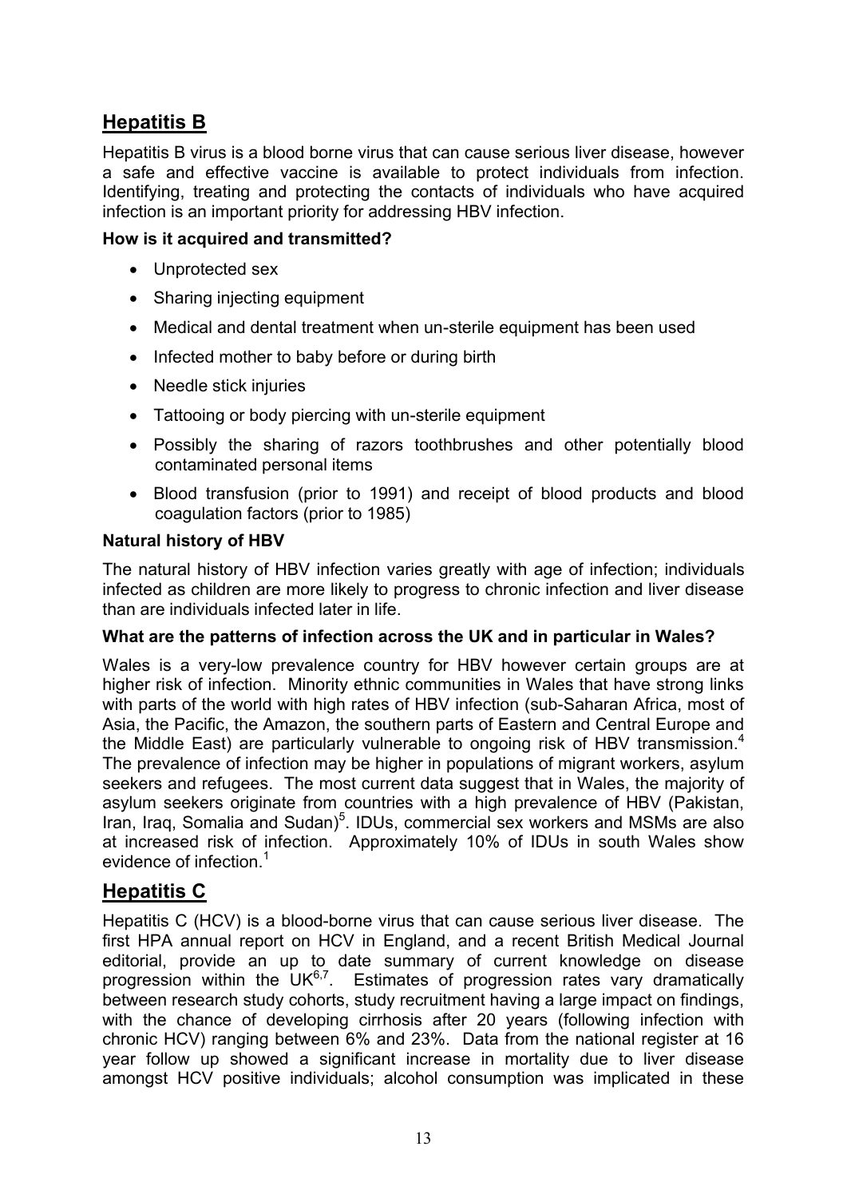## Hepatitis B

Hepatitis B virus is a blood borne virus that can cause serious liver disease, however a safe and effective vaccine is available to protect individuals from infection. Identifying, treating and protecting the contacts of individuals who have acquired infection is an important priority for addressing HBV infection.

**How is it acquired and transmitted?**

- Unprotected sex
- Sharing injecting equipment
- Medical and dental treatment when un-sterile equipment has been used
- Infected mother to baby before or during birth
- Needle stick injuries
- Tattooing or body piercing with un-sterile equipment
- Possibly the sharing of razors toothbrushes and other potentially blood contaminated personal items
- Blood transfusion (prior to 1991) and receipt of blood products and blood coagulation factors (prior to 1985)

**Natural history of HBV**

The natural history of HBV infection varies greatly with age of infection; individuals infected as children are more likely to progress to chronic infection and liver disease than are individuals infected later in life.

**What are the patterns of infection across the UK and in particular in Wales?**

Wales is a very-low prevalence country for HBV however certain groups are at higher risk of infection. Minority ethnic communities in Wales that have strong links with parts of the world with high rates of HBV infection (sub-Saharan Africa, most of Asia, the Pacific, the Amazon, the southern parts of Eastern and Central Europe and the Middle East) are particularly vulnerable to ongoing risk of HBV transmission.[4] The prevalence of infection may be higher in populations of migrant workers, asylum seekers and refugees. The most current data suggest that in Wales, the majority of asylum seekers originate from countries with a high prevalence of HBV (Pakistan, Iran, Iraq, Somalia and Sudan)[5]. IDUs, commercial sex workers and MSMs are also at increased risk of infection. Approximately 10% of IDUs in south Wales show evidence of infection.[1]

## Hepatitis C

Hepatitis C (HCV) is a blood-borne virus that can cause serious liver disease. The first HPA annual report on HCV in England, and a recent British Medical Journal editorial, provide an up to date summary of current knowledge on disease progression within the UK[6,7]. Estimates of progression rates vary dramatically between research study cohorts, study recruitment having a large impact on findings, with the chance of developing cirrhosis after 20 years (following infection with chronic HCV) ranging between 6% and 23%. Data from the national register at 16 year follow up showed a significant increase in mortality due to liver disease amongst HCV positive individuals; alcohol consumption was implicated in these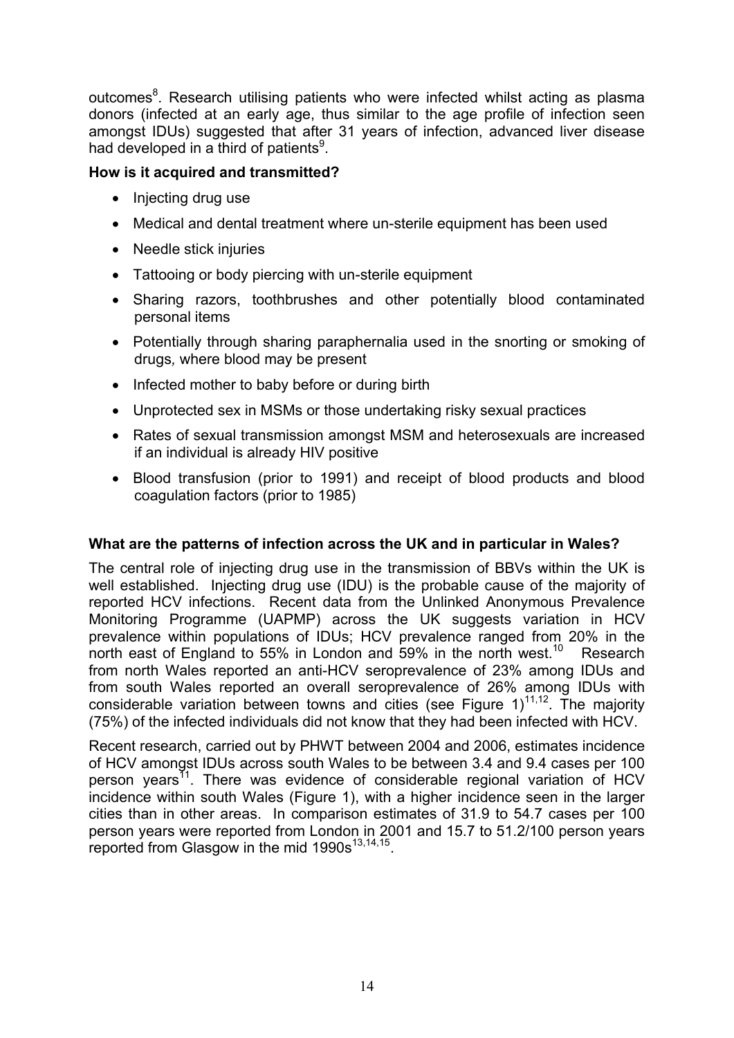outcomes[8]. Research utilising patients who were infected whilst acting as plasma donors (infected at an early age, thus similar to the age profile of infection seen amongst IDUs) suggested that after 31 years of infection, advanced liver disease had developed in a third of patients[9].

**How is it acquired and transmitted?**

- Injecting drug use
- Medical and dental treatment where un-sterile equipment has been used
- Needle stick injuries
- Tattooing or body piercing with un-sterile equipment
- Sharing razors, toothbrushes and other potentially blood contaminated personal items
- Potentially through sharing paraphernalia used in the snorting or smoking of drugs, where blood may be present
- Infected mother to baby before or during birth
- Unprotected sex in MSMs or those undertaking risky sexual practices
- Rates of sexual transmission amongst MSM and heterosexuals are increased if an individual is already HIV positive
- Blood transfusion (prior to 1991) and receipt of blood products and blood coagulation factors (prior to 1985)

**What are the patterns of infection across the UK and in particular in Wales?**

The central role of injecting drug use in the transmission of BBVs within the UK is well established. Injecting drug use (IDU) is the probable cause of the majority of reported HCV infections. Recent data from the Unlinked Anonymous Prevalence Monitoring Programme (UAPMP) across the UK suggests variation in HCV prevalence within populations of IDUs; HCV prevalence ranged from 20% in the north east of England to 55% in London and 59% in the north west.[10] Research from north Wales reported an anti-HCV seroprevalence of 23% among IDUs and from south Wales reported an overall seroprevalence of 26% among IDUs with considerable variation between towns and cities (see Figure 1)[11,12]. The majority (75%) of the infected individuals did not know that they had been infected with HCV.

Recent research, carried out by PHWT between 2004 and 2006, estimates incidence of HCV amongst IDUs across south Wales to be between 3.4 and 9.4 cases per 100 person years[11]. There was evidence of considerable regional variation of HCV incidence within south Wales (Figure 1), with a higher incidence seen in the larger cities than in other areas. In comparison estimates of 31.9 to 54.7 cases per 100 person years were reported from London in 2001 and 15.7 to 51.2/100 person years reported from Glasgow in the mid 1990s[13,14,15].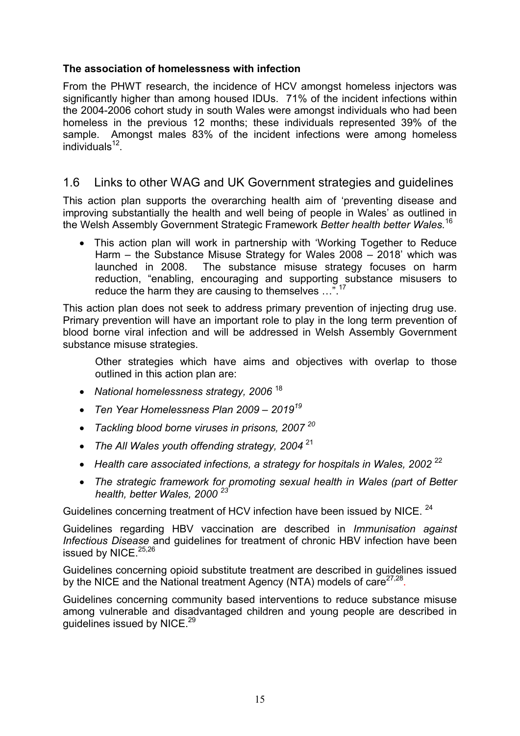**The association of homelessness with infection**

From the PHWT research, the incidence of HCV amongst homeless injectors was significantly higher than among housed IDUs. 71% of the incident infections within the 2004-2006 cohort study in south Wales were amongst individuals who had been homeless in the previous 12 months; these individuals represented 39% of the sample. Amongst males 83% of the incident infections were among homeless individuals[12].

## 1.6 Links to other WAG and UK Government strategies and guidelines

This action plan supports the overarching health aim of 'preventing disease and improving substantially the health and well being of people in Wales' as outlined in the Welsh Assembly Government Strategic Framework *Better health better Wales.*[16]

- This action plan will work in partnership with 'Working Together to Reduce Harm – the Substance Misuse Strategy for Wales 2008 – 2018' which was launched in 2008. The substance misuse strategy focuses on harm reduction, "enabling, encouraging and supporting substance misusers to reduce the harm they are causing to themselves …".[17]

This action plan does not seek to address primary prevention of injecting drug use. Primary prevention will have an important role to play in the long term prevention of blood borne viral infection and will be addressed in Welsh Assembly Government substance misuse strategies.

Other strategies which have aims and objectives with overlap to those outlined in this action plan are:

- *National homelessness strategy, 2006* [18]
- *Ten Year Homelessness Plan 2009 – 2019*[19]
- *Tackling blood borne viruses in prisons, 2007* [20]
- *The All Wales youth offending strategy, 2004* [21]
- *Health care associated infections, a strategy for hospitals in Wales, 2002* [22]
- *The strategic framework for promoting sexual health in Wales (part of Better health, better Wales, 2000* [23]

Guidelines concerning treatment of HCV infection have been issued by NICE. [24]

Guidelines regarding HBV vaccination are described in *Immunisation against Infectious Disease* and guidelines for treatment of chronic HBV infection have been issued by NICE.[25,26]

Guidelines concerning opioid substitute treatment are described in guidelines issued by the NICE and the National treatment Agency (NTA) models of care[27,28].

Guidelines concerning community based interventions to reduce substance misuse among vulnerable and disadvantaged children and young people are described in guidelines issued by NICE.[29]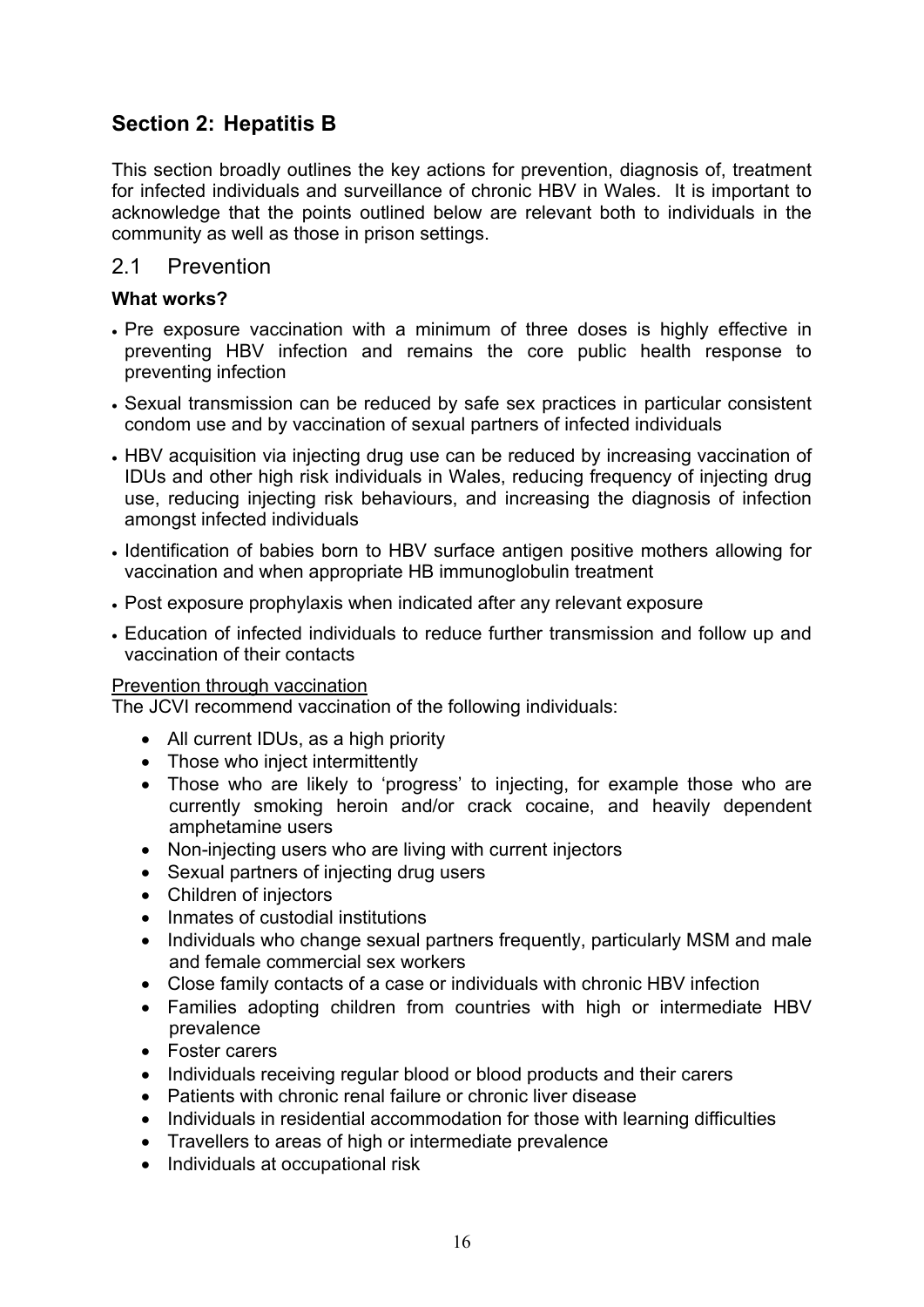## Section 2: Hepatitis B

This section broadly outlines the key actions for prevention, diagnosis of, treatment for infected individuals and surveillance of chronic HBV in Wales. It is important to acknowledge that the points outlined below are relevant both to individuals in the community as well as those in prison settings.

### 2.1 Prevention

**What works?**

- Pre exposure vaccination with a minimum of three doses is highly effective in preventing HBV infection and remains the core public health response to preventing infection
- Sexual transmission can be reduced by safe sex practices in particular consistent condom use and by vaccination of sexual partners of infected individuals
- HBV acquisition via injecting drug use can be reduced by increasing vaccination of IDUs and other high risk individuals in Wales, reducing frequency of injecting drug use, reducing injecting risk behaviours, and increasing the diagnosis of infection amongst infected individuals
- Identification of babies born to HBV surface antigen positive mothers allowing for vaccination and when appropriate HB immunoglobulin treatment
- Post exposure prophylaxis when indicated after any relevant exposure
- Education of infected individuals to reduce further transmission and follow up and vaccination of their contacts

<u>Prevention through vaccination</u>
The JCVI recommend vaccination of the following individuals:

- All current IDUs, as a high priority
- Those who inject intermittently
- Those who are likely to 'progress' to injecting, for example those who are currently smoking heroin and/or crack cocaine, and heavily dependent amphetamine users
- Non-injecting users who are living with current injectors
- Sexual partners of injecting drug users
- Children of injectors
- Inmates of custodial institutions
- Individuals who change sexual partners frequently, particularly MSM and male and female commercial sex workers
- Close family contacts of a case or individuals with chronic HBV infection
- Families adopting children from countries with high or intermediate HBV prevalence
- Foster carers
- Individuals receiving regular blood or blood products and their carers
- Patients with chronic renal failure or chronic liver disease
- Individuals in residential accommodation for those with learning difficulties
- Travellers to areas of high or intermediate prevalence
- Individuals at occupational risk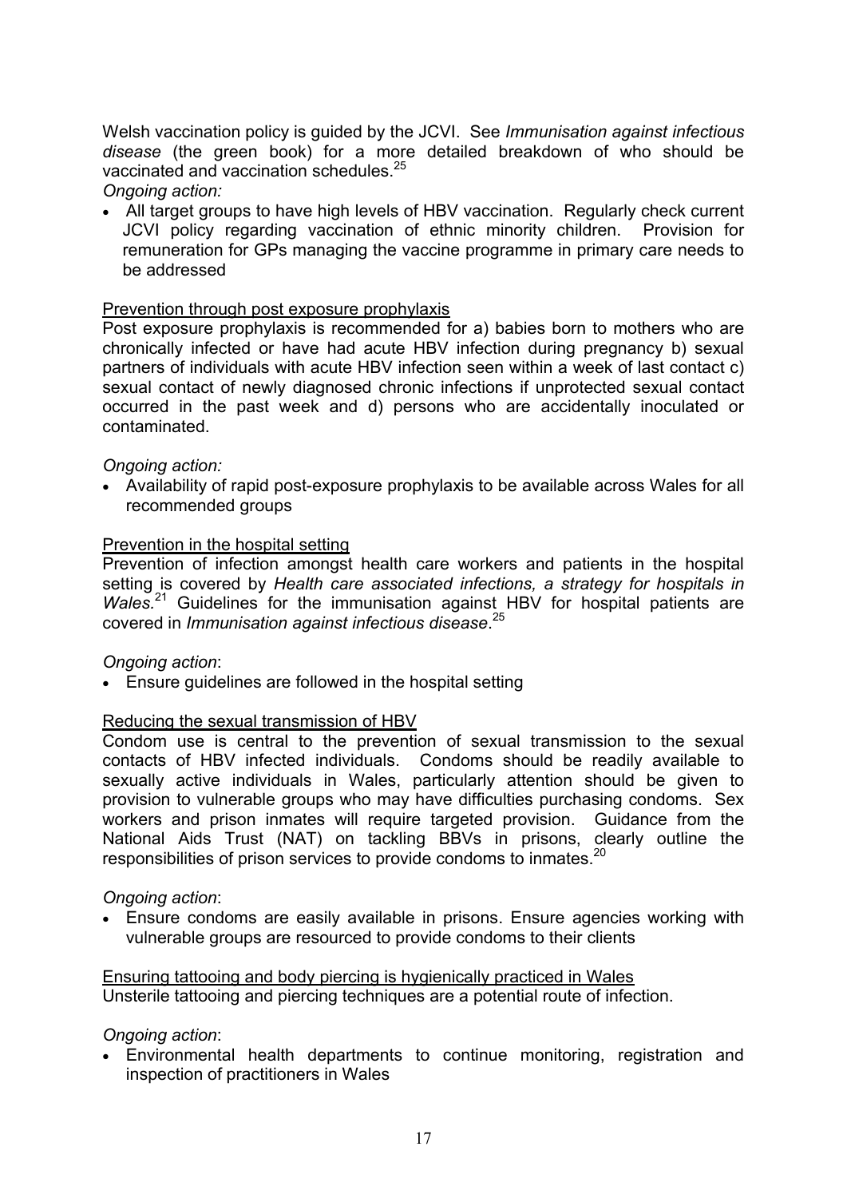Welsh vaccination policy is guided by the JCVI. See *Immunisation against infectious disease* (the green book) for a more detailed breakdown of who should be vaccinated and vaccination schedules.[25]

*Ongoing action:*

- All target groups to have high levels of HBV vaccination. Regularly check current JCVI policy regarding vaccination of ethnic minority children. Provision for remuneration for GPs managing the vaccine programme in primary care needs to be addressed

<u>Prevention through post exposure prophylaxis</u>

Post exposure prophylaxis is recommended for a) babies born to mothers who are chronically infected or have had acute HBV infection during pregnancy b) sexual partners of individuals with acute HBV infection seen within a week of last contact c) sexual contact of newly diagnosed chronic infections if unprotected sexual contact occurred in the past week and d) persons who are accidentally inoculated or contaminated.

*Ongoing action:*

- Availability of rapid post-exposure prophylaxis to be available across Wales for all recommended groups

<u>Prevention in the hospital setting</u>

Prevention of infection amongst health care workers and patients in the hospital setting is covered by *Health care associated infections, a strategy for hospitals in Wales.*[21] Guidelines for the immunisation against HBV for hospital patients are covered in *Immunisation against infectious disease*.[25]

*Ongoing action*:

- Ensure guidelines are followed in the hospital setting

<u>Reducing the sexual transmission of HBV</u>

Condom use is central to the prevention of sexual transmission to the sexual contacts of HBV infected individuals. Condoms should be readily available to sexually active individuals in Wales, particularly attention should be given to provision to vulnerable groups who may have difficulties purchasing condoms. Sex workers and prison inmates will require targeted provision. Guidance from the National Aids Trust (NAT) on tackling BBVs in prisons, clearly outline the responsibilities of prison services to provide condoms to inmates.[20]

*Ongoing action*:

- Ensure condoms are easily available in prisons. Ensure agencies working with vulnerable groups are resourced to provide condoms to their clients

<u>Ensuring tattooing and body piercing is hygienically practiced in Wales</u>

Unsterile tattooing and piercing techniques are a potential route of infection.

*Ongoing action*:

- Environmental health departments to continue monitoring, registration and inspection of practitioners in Wales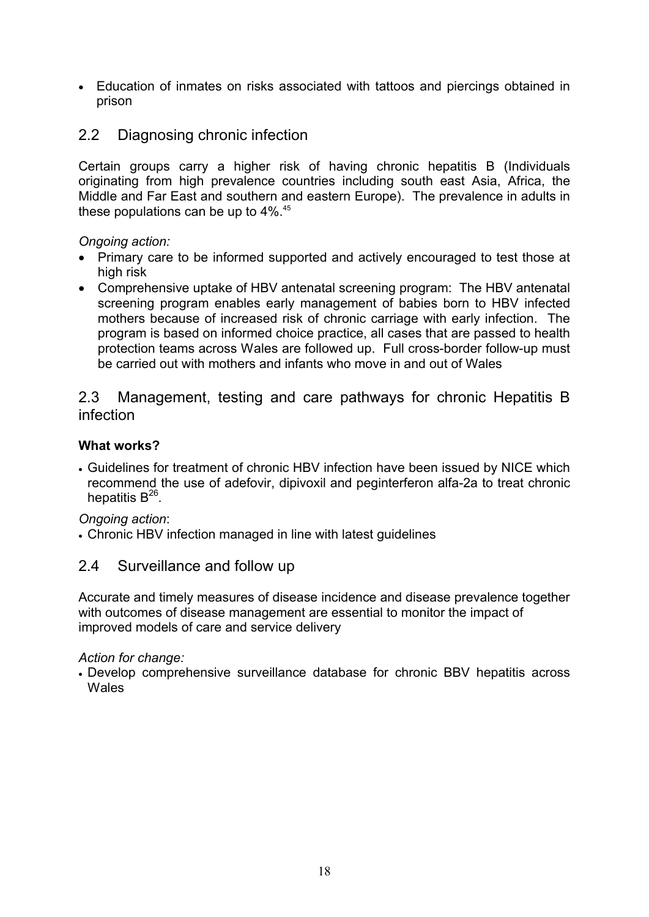- Education of inmates on risks associated with tattoos and piercings obtained in prison

## 2.2 Diagnosing chronic infection

Certain groups carry a higher risk of having chronic hepatitis B (Individuals originating from high prevalence countries including south east Asia, Africa, the Middle and Far East and southern and eastern Europe). The prevalence in adults in these populations can be up to 4%.[45]

*Ongoing action:*

- Primary care to be informed supported and actively encouraged to test those at high risk
- Comprehensive uptake of HBV antenatal screening program: The HBV antenatal screening program enables early management of babies born to HBV infected mothers because of increased risk of chronic carriage with early infection. The program is based on informed choice practice, all cases that are passed to health protection teams across Wales are followed up. Full cross-border follow-up must be carried out with mothers and infants who move in and out of Wales

## 2.3 Management, testing and care pathways for chronic Hepatitis B infection

**What works?**

- Guidelines for treatment of chronic HBV infection have been issued by NICE which recommend the use of adefovir, dipivoxil and peginterferon alfa-2a to treat chronic hepatitis B[26].

*Ongoing action*:

- Chronic HBV infection managed in line with latest guidelines

## 2.4 Surveillance and follow up

Accurate and timely measures of disease incidence and disease prevalence together with outcomes of disease management are essential to monitor the impact of improved models of care and service delivery

*Action for change:*

- Develop comprehensive surveillance database for chronic BBV hepatitis across Wales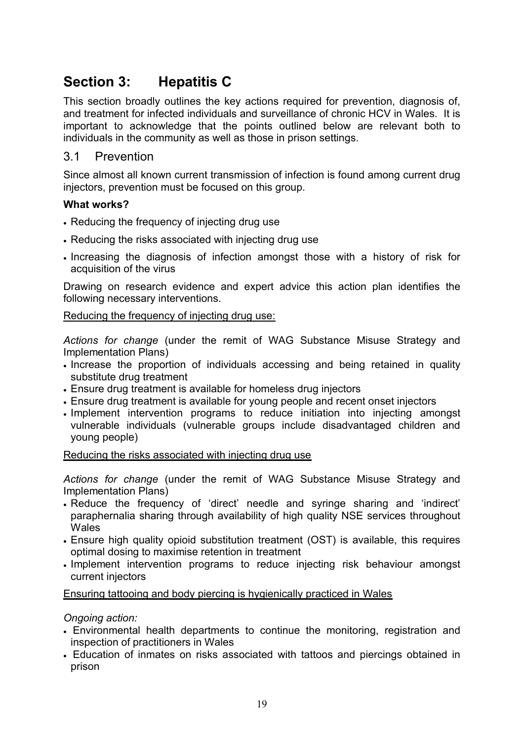# Section 3: Hepatitis C

This section broadly outlines the key actions required for prevention, diagnosis of, and treatment for infected individuals and surveillance of chronic HCV in Wales. It is important to acknowledge that the points outlined below are relevant both to individuals in the community as well as those in prison settings.

## 3.1 Prevention

Since almost all known current transmission of infection is found among current drug injectors, prevention must be focused on this group.

**What works?**

- Reducing the frequency of injecting drug use
- Reducing the risks associated with injecting drug use
- Increasing the diagnosis of infection amongst those with a history of risk for acquisition of the virus

Drawing on research evidence and expert advice this action plan identifies the following necessary interventions.

<u>Reducing the frequency of injecting drug use:</u>

*Actions for change* (under the remit of WAG Substance Misuse Strategy and Implementation Plans)

- Increase the proportion of individuals accessing and being retained in quality substitute drug treatment
- Ensure drug treatment is available for homeless drug injectors
- Ensure drug treatment is available for young people and recent onset injectors
- Implement intervention programs to reduce initiation into injecting amongst vulnerable individuals (vulnerable groups include disadvantaged children and young people)

<u>Reducing the risks associated with injecting drug use</u>

*Actions for change* (under the remit of WAG Substance Misuse Strategy and Implementation Plans)

- Reduce the frequency of 'direct' needle and syringe sharing and 'indirect' paraphernalia sharing through availability of high quality NSE services throughout Wales
- Ensure high quality opioid substitution treatment (OST) is available, this requires optimal dosing to maximise retention in treatment
- Implement intervention programs to reduce injecting risk behaviour amongst current injectors

<u>Ensuring tattooing and body piercing is hygienically practiced in Wales</u>

*Ongoing action:*

- Environmental health departments to continue the monitoring, registration and inspection of practitioners in Wales
- Education of inmates on risks associated with tattoos and piercings obtained in prison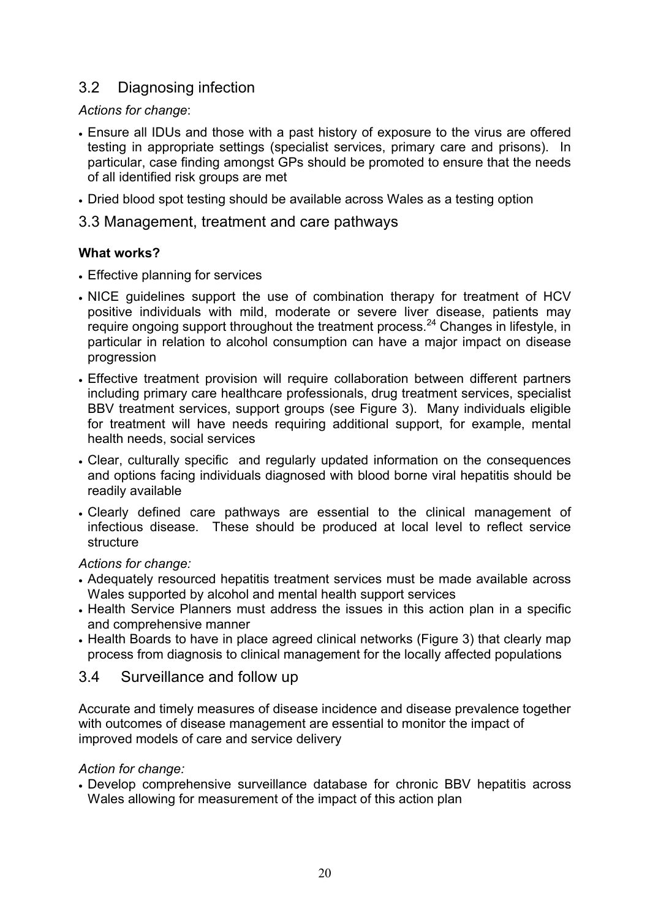## 3.2 Diagnosing infection

*Actions for change*:

- Ensure all IDUs and those with a past history of exposure to the virus are offered testing in appropriate settings (specialist services, primary care and prisons). In particular, case finding amongst GPs should be promoted to ensure that the needs of all identified risk groups are met
- Dried blood spot testing should be available across Wales as a testing option

## 3.3 Management, treatment and care pathways

**What works?**

- Effective planning for services
- NICE guidelines support the use of combination therapy for treatment of HCV positive individuals with mild, moderate or severe liver disease, patients may require ongoing support throughout the treatment process.[24] Changes in lifestyle, in particular in relation to alcohol consumption can have a major impact on disease progression
- Effective treatment provision will require collaboration between different partners including primary care healthcare professionals, drug treatment services, specialist BBV treatment services, support groups (see Figure 3). Many individuals eligible for treatment will have needs requiring additional support, for example, mental health needs, social services
- Clear, culturally specific and regularly updated information on the consequences and options facing individuals diagnosed with blood borne viral hepatitis should be readily available
- Clearly defined care pathways are essential to the clinical management of infectious disease. These should be produced at local level to reflect service structure

*Actions for change:*

- Adequately resourced hepatitis treatment services must be made available across Wales supported by alcohol and mental health support services
- Health Service Planners must address the issues in this action plan in a specific and comprehensive manner
- Health Boards to have in place agreed clinical networks (Figure 3) that clearly map process from diagnosis to clinical management for the locally affected populations

## 3.4 Surveillance and follow up

Accurate and timely measures of disease incidence and disease prevalence together with outcomes of disease management are essential to monitor the impact of improved models of care and service delivery

*Action for change:*

- Develop comprehensive surveillance database for chronic BBV hepatitis across Wales allowing for measurement of the impact of this action plan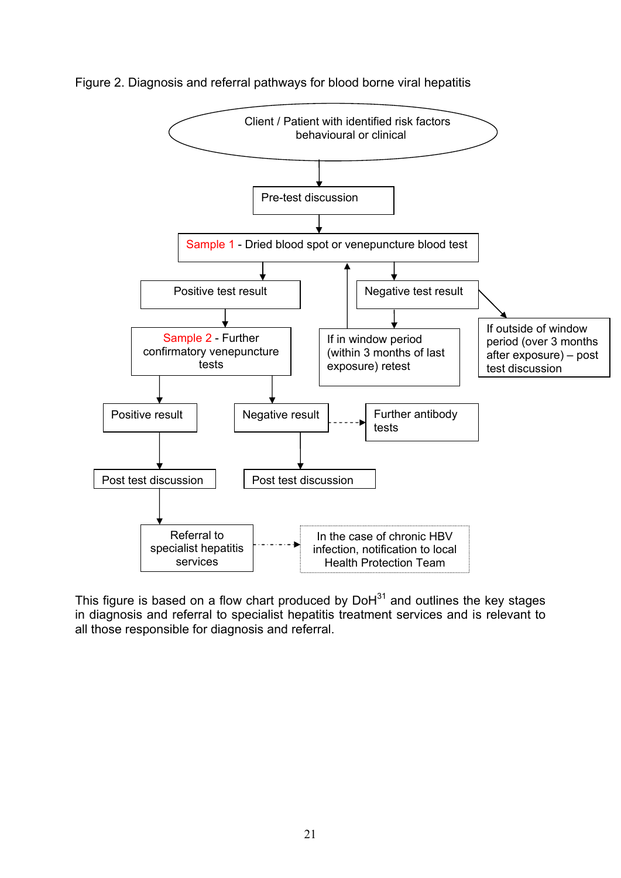Figure 2. Diagnosis and referral pathways for blood borne viral hepatitis

Client / Patient with identified risk factors behavioural or clinical

Pre-test discussion

Sample 1 - Dried blood spot or venepuncture blood test

Positive test result

Negative test result

Sample 2 - Further confirmatory venepuncture tests

If in window period (within 3 months of last exposure) retest

If outside of window period (over 3 months after exposure) – post test discussion

Positive result

Negative result

Further antibody tests

Post test discussion

Post test discussion

Referral to specialist hepatitis services

In the case of chronic HBV infection, notification to local Health Protection Team

This figure is based on a flow chart produced by DoH[31] and outlines the key stages in diagnosis and referral to specialist hepatitis treatment services and is relevant to all those responsible for diagnosis and referral.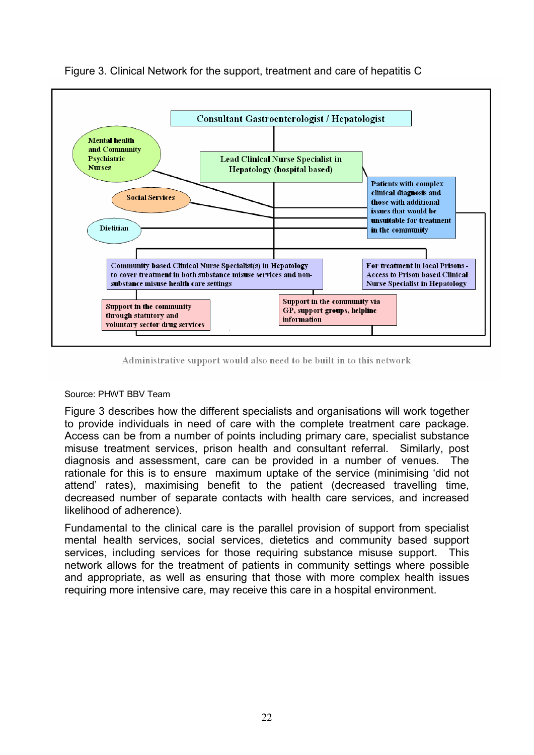Figure 3. Clinical Network for the support, treatment and care of hepatitis C

Consultant Gastroenterologist / Hepatologist

Mental health and Community Psychiatric Nurses

Lead Clinical Nurse Specialist in Hepatology (hospital based)

Social Services

Patients with complex clinical diagnosis and those with additional issues that would be unsuitable for treatment in the community

Dietitian

Community based Clinical Nurse Specialist(s) in Hepatology – to cover treatment in both substance misuse services and non-substance misuse health care settings

For treatment in local Prisons - Access to Prison based Clinical Nurse Specialist in Hepatology

Support in the community through statutory and voluntary sector drug services

Support in the community via GP, support groups, helpline information

Administrative support would also need to be built in to this network

Source: PHWT BBV Team

Figure 3 describes how the different specialists and organisations will work together to provide individuals in need of care with the complete treatment care package. Access can be from a number of points including primary care, specialist substance misuse treatment services, prison health and consultant referral. Similarly, post diagnosis and assessment, care can be provided in a number of venues. The rationale for this is to ensure maximum uptake of the service (minimising 'did not attend' rates), maximising benefit to the patient (decreased travelling time, decreased number of separate contacts with health care services, and increased likelihood of adherence).

Fundamental to the clinical care is the parallel provision of support from specialist mental health services, social services, dietetics and community based support services, including services for those requiring substance misuse support. This network allows for the treatment of patients in community settings where possible and appropriate, as well as ensuring that those with more complex health issues requiring more intensive care, may receive this care in a hospital environment.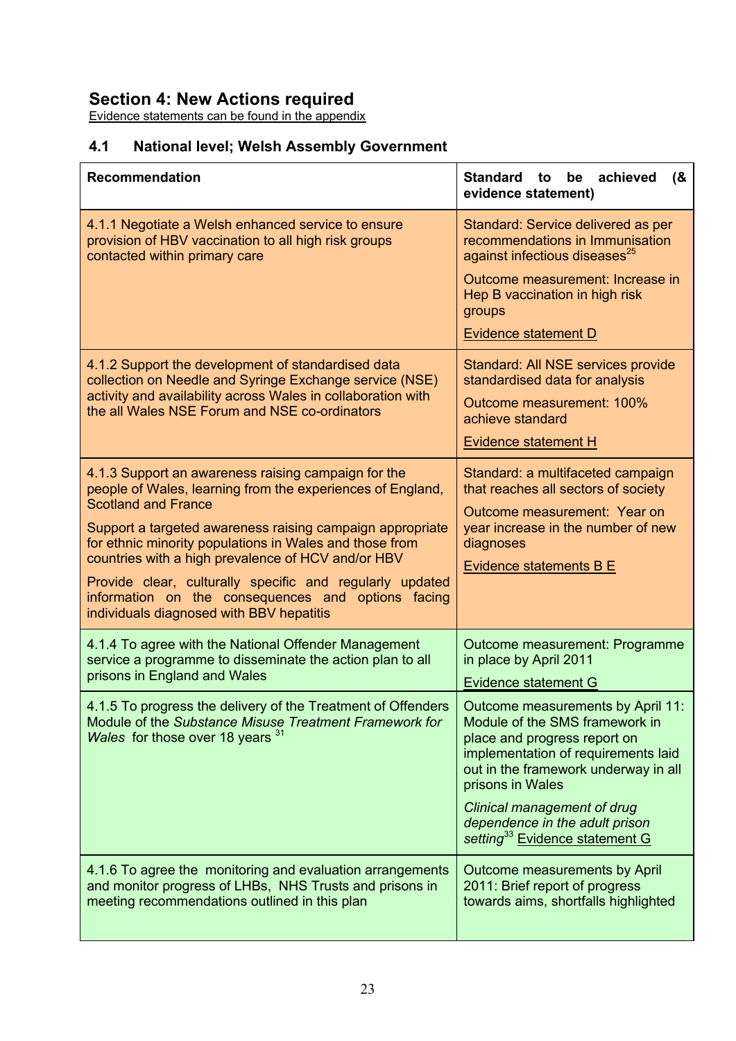## Section 4: New Actions required

Evidence statements can be found in the appendix

### 4.1 National level; Welsh Assembly Government

| Recommendation | Standard to be achieved (& evidence statement) |
|---|---|
| 4.1.1 Negotiate a Welsh enhanced service to ensure provision of HBV vaccination to all high risk groups contacted within primary care | Standard: Service delivered as per recommendations in Immunisation against infectious diseases[25]<br><br>Outcome measurement: Increase in Hep B vaccination in high risk groups<br><br>Evidence statement D |
| 4.1.2 Support the development of standardised data collection on Needle and Syringe Exchange service (NSE) activity and availability across Wales in collaboration with the all Wales NSE Forum and NSE co-ordinators | Standard: All NSE services provide standardised data for analysis<br><br>Outcome measurement: 100% achieve standard<br><br>Evidence statement H |
| 4.1.3 Support an awareness raising campaign for the people of Wales, learning from the experiences of England, Scotland and France<br><br>Support a targeted awareness raising campaign appropriate for ethnic minority populations in Wales and those from countries with a high prevalence of HCV and/or HBV<br><br>Provide clear, culturally specific and regularly updated information on the consequences and options facing individuals diagnosed with BBV hepatitis | Standard: a multifaceted campaign that reaches all sectors of society<br><br>Outcome measurement: Year on year increase in the number of new diagnoses<br><br>Evidence statements B E |
| 4.1.4 To agree with the National Offender Management service a programme to disseminate the action plan to all prisons in England and Wales | Outcome measurement: Programme in place by April 2011<br><br>Evidence statement G |
| 4.1.5 To progress the delivery of the Treatment of Offenders Module of the *Substance Misuse Treatment Framework for Wales* for those over 18 years [31] | Outcome measurements by April 11: Module of the SMS framework in place and progress report on implementation of requirements laid out in the framework underway in all prisons in Wales<br><br>*Clinical management of drug dependence in the adult prison setting*[33] Evidence statement G |
| 4.1.6 To agree the monitoring and evaluation arrangements and monitor progress of LHBs, NHS Trusts and prisons in meeting recommendations outlined in this plan | Outcome measurements by April 2011: Brief report of progress towards aims, shortfalls highlighted |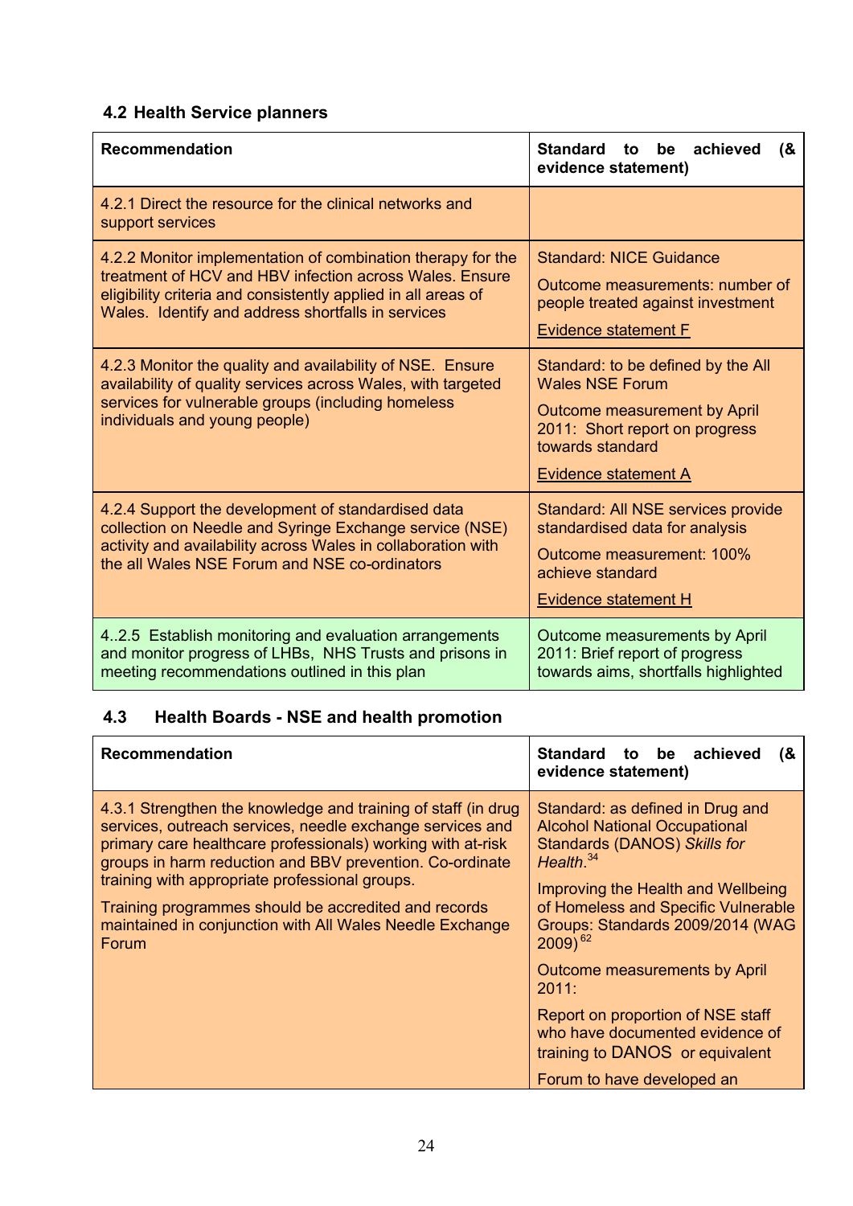### 4.2 Health Service planners

| Recommendation | Standard to be achieved (& evidence statement) |
| --- | --- |
| 4.2.1 Direct the resource for the clinical networks and support services | |
| 4.2.2 Monitor implementation of combination therapy for the treatment of HCV and HBV infection across Wales. Ensure eligibility criteria and consistently applied in all areas of Wales. Identify and address shortfalls in services | Standard: NICE Guidance<br><br>Outcome measurements: number of people treated against investment<br><br>Evidence statement F |
| 4.2.3 Monitor the quality and availability of NSE. Ensure availability of quality services across Wales, with targeted services for vulnerable groups (including homeless individuals and young people) | Standard: to be defined by the All Wales NSE Forum<br><br>Outcome measurement by April 2011: Short report on progress towards standard<br><br>Evidence statement A |
| 4.2.4 Support the development of standardised data collection on Needle and Syringe Exchange service (NSE) activity and availability across Wales in collaboration with the all Wales NSE Forum and NSE co-ordinators | Standard: All NSE services provide standardised data for analysis<br><br>Outcome measurement: 100% achieve standard<br><br>Evidence statement H |
| 4..2.5 Establish monitoring and evaluation arrangements and monitor progress of LHBs, NHS Trusts and prisons in meeting recommendations outlined in this plan | Outcome measurements by April 2011: Brief report of progress towards aims, shortfalls highlighted |

### 4.3 Health Boards - NSE and health promotion

| Recommendation | Standard to be achieved (& evidence statement) |
| --- | --- |
| 4.3.1 Strengthen the knowledge and training of staff (in drug services, outreach services, needle exchange services and primary care healthcare professionals) working with at-risk groups in harm reduction and BBV prevention. Co-ordinate training with appropriate professional groups.<br><br>Training programmes should be accredited and records maintained in conjunction with All Wales Needle Exchange Forum | Standard: as defined in Drug and Alcohol National Occupational Standards (DANOS) *Skills for Health*.[34]<br><br>Improving the Health and Wellbeing of Homeless and Specific Vulnerable Groups: Standards 2009/2014 (WAG 2009)[62]<br><br>Outcome measurements by April 2011:<br><br>Report on proportion of NSE staff who have documented evidence of training to DANOS or equivalent<br><br>Forum to have developed an |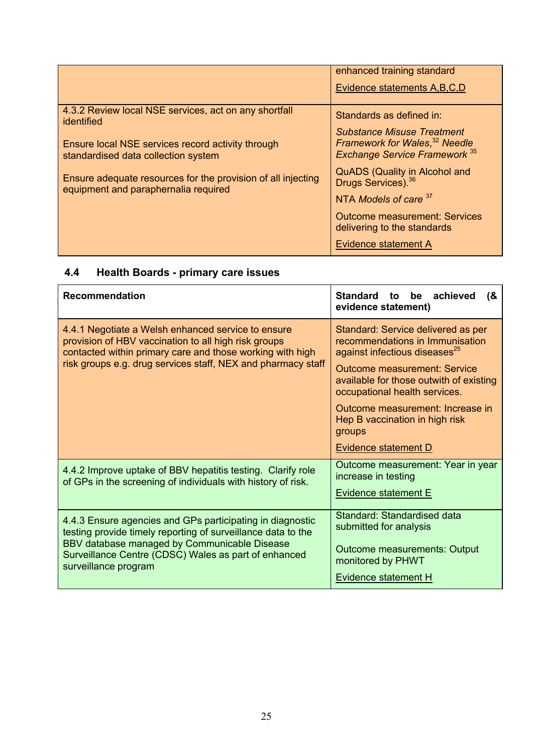| | |
|---|---|
| | enhanced training standard<br><br>Evidence statements A,B,C,D |
| 4.3.2 Review local NSE services, act on any shortfall identified<br><br>Ensure local NSE services record activity through standardised data collection system<br><br>Ensure adequate resources for the provision of all injecting equipment and paraphernalia required | Standards as defined in:<br><br>*Substance Misuse Treatment Framework for Wales*,[32] *Needle Exchange Service Framework* [35]<br><br>QuADS (Quality in Alcohol and Drugs Services).[36]<br><br>NTA *Models of care* [37]<br><br>Outcome measurement: Services delivering to the standards<br><br>Evidence statement A |

## 4.4 Health Boards - primary care issues

| Recommendation | Standard to be achieved (& evidence statement) |
|---|---|
| 4.4.1 Negotiate a Welsh enhanced service to ensure provision of HBV vaccination to all high risk groups contacted within primary care and those working with high risk groups e.g. drug services staff, NEX and pharmacy staff | Standard: Service delivered as per recommendations in Immunisation against infectious diseases[25]<br><br>Outcome measurement: Service available for those outwith of existing occupational health services.<br><br>Outcome measurement: Increase in Hep B vaccination in high risk groups<br><br>Evidence statement D |
| 4.4.2 Improve uptake of BBV hepatitis testing. Clarify role of GPs in the screening of individuals with history of risk. | Outcome measurement: Year in year increase in testing<br><br>Evidence statement E |
| 4.4.3 Ensure agencies and GPs participating in diagnostic testing provide timely reporting of surveillance data to the BBV database managed by Communicable Disease Surveillance Centre (CDSC) Wales as part of enhanced surveillance program | Standard: Standardised data submitted for analysis<br><br>Outcome measurements: Output monitored by PHWT<br><br>Evidence statement H |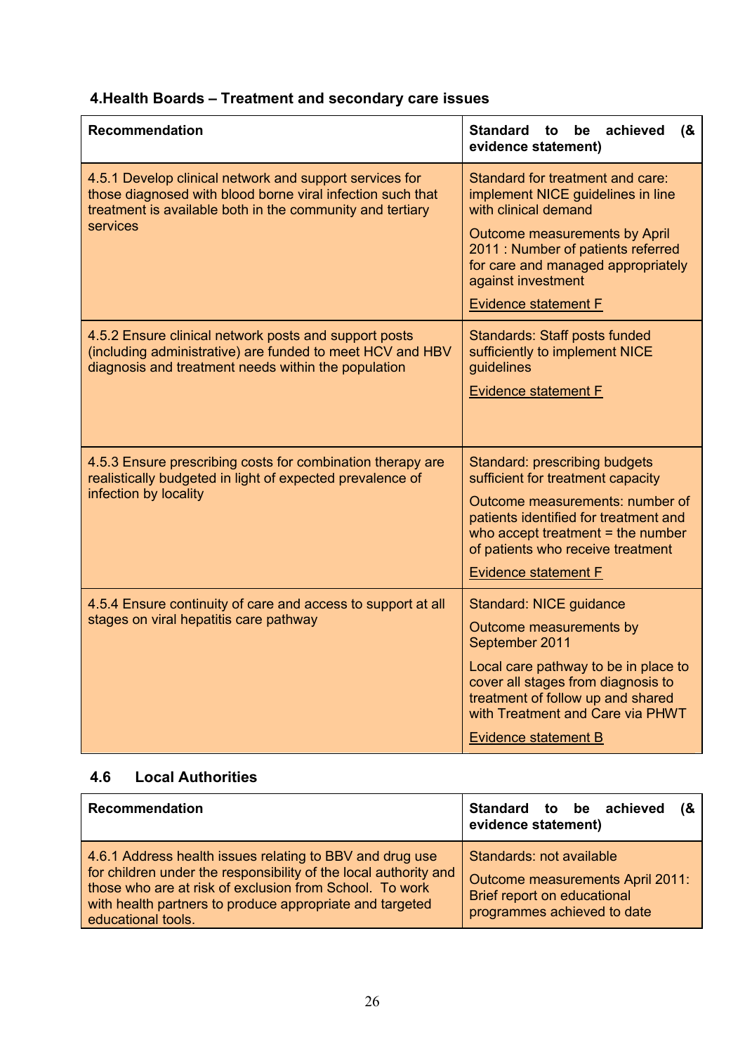## 4.Health Boards – Treatment and secondary care issues

| Recommendation | Standard to be achieved (& evidence statement) |
|---|---|
| 4.5.1 Develop clinical network and support services for those diagnosed with blood borne viral infection such that treatment is available both in the community and tertiary services | Standard for treatment and care: implement NICE guidelines in line with clinical demand<br><br>Outcome measurements by April 2011 : Number of patients referred for care and managed appropriately against investment<br><br>Evidence statement F |
| 4.5.2 Ensure clinical network posts and support posts (including administrative) are funded to meet HCV and HBV diagnosis and treatment needs within the population | Standards: Staff posts funded sufficiently to implement NICE guidelines<br><br>Evidence statement F |
| 4.5.3 Ensure prescribing costs for combination therapy are realistically budgeted in light of expected prevalence of infection by locality | Standard: prescribing budgets sufficient for treatment capacity<br><br>Outcome measurements: number of patients identified for treatment and who accept treatment = the number of patients who receive treatment<br><br>Evidence statement F |
| 4.5.4 Ensure continuity of care and access to support at all stages on viral hepatitis care pathway | Standard: NICE guidance<br><br>Outcome measurements by September 2011<br><br>Local care pathway to be in place to cover all stages from diagnosis to treatment of follow up and shared with Treatment and Care via PHWT<br><br>Evidence statement B |

## 4.6 Local Authorities

| Recommendation | Standard to be achieved (& evidence statement) |
|---|---|
| 4.6.1 Address health issues relating to BBV and drug use for children under the responsibility of the local authority and those who are at risk of exclusion from School. To work with health partners to produce appropriate and targeted educational tools. | Standards: not available<br><br>Outcome measurements April 2011: Brief report on educational programmes achieved to date |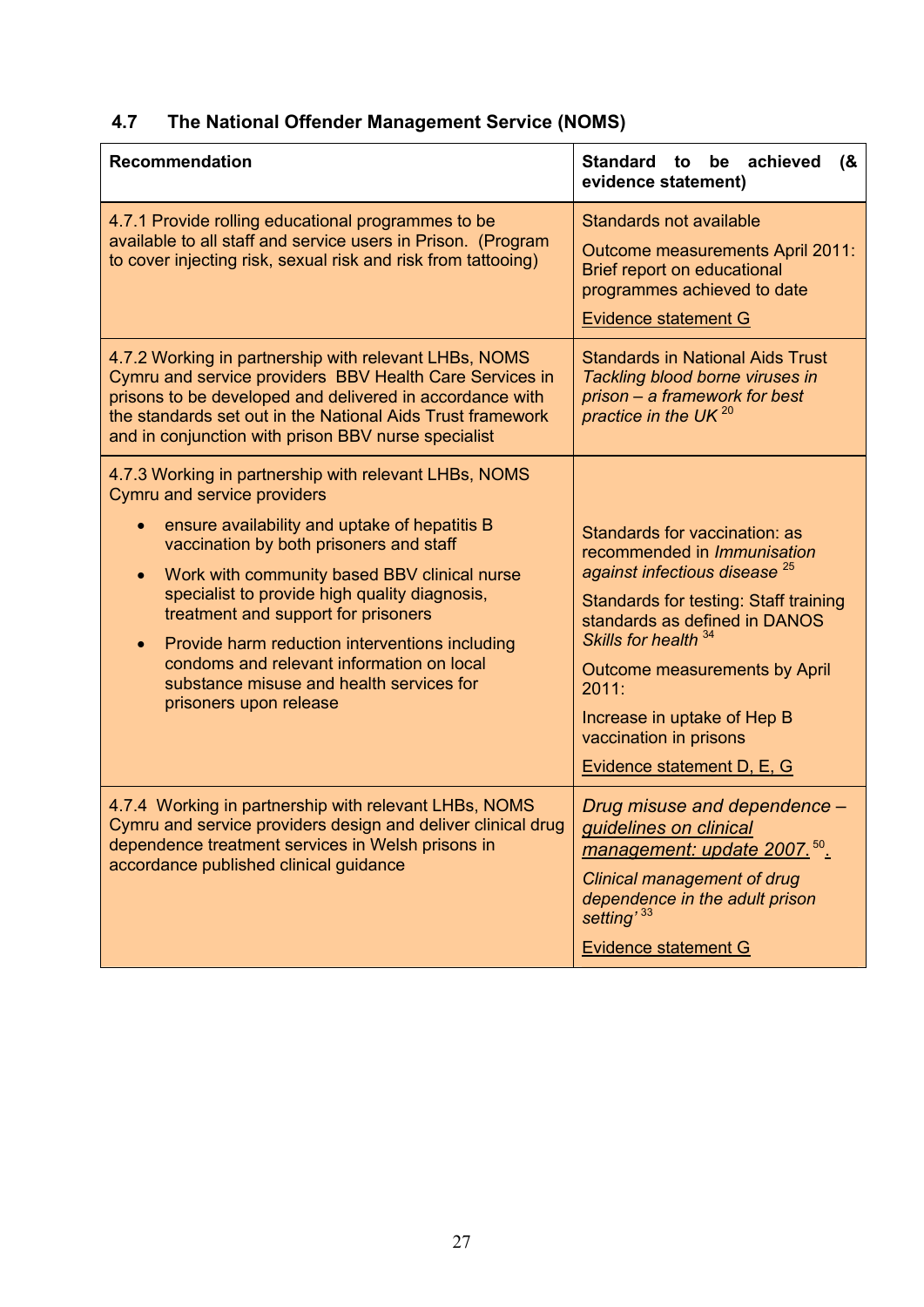## 4.7 The National Offender Management Service (NOMS)

| Recommendation | Standard to be achieved (& evidence statement) |
|---|---|
| 4.7.1 Provide rolling educational programmes to be available to all staff and service users in Prison. (Program to cover injecting risk, sexual risk and risk from tattooing) | Standards not available<br><br>Outcome measurements April 2011: Brief report on educational programmes achieved to date<br><br>Evidence statement G |
| 4.7.2 Working in partnership with relevant LHBs, NOMS Cymru and service providers BBV Health Care Services in prisons to be developed and delivered in accordance with the standards set out in the National Aids Trust framework and in conjunction with prison BBV nurse specialist | Standards in National Aids Trust *Tackling blood borne viruses in prison – a framework for best practice in the UK* [20] |
| 4.7.3 Working in partnership with relevant LHBs, NOMS Cymru and service providers<br><br>• ensure availability and uptake of hepatitis B vaccination by both prisoners and staff<br>• Work with community based BBV clinical nurse specialist to provide high quality diagnosis, treatment and support for prisoners<br>• Provide harm reduction interventions including condoms and relevant information on local substance misuse and health services for prisoners upon release | Standards for vaccination: as recommended in *Immunisation against infectious disease* [25]<br><br>Standards for testing: Staff training standards as defined in DANOS *Skills for health* [34]<br><br>Outcome measurements by April 2011:<br><br>Increase in uptake of Hep B vaccination in prisons<br><br>Evidence statement D, E, G |
| 4.7.4 Working in partnership with relevant LHBs, NOMS Cymru and service providers design and deliver clinical drug dependence treatment services in Welsh prisons in accordance published clinical guidance | *Drug misuse and dependence – guidelines on clinical management: update 2007.* [50].<br><br>*Clinical management of drug dependence in the adult prison setting'* [33]<br><br>Evidence statement G |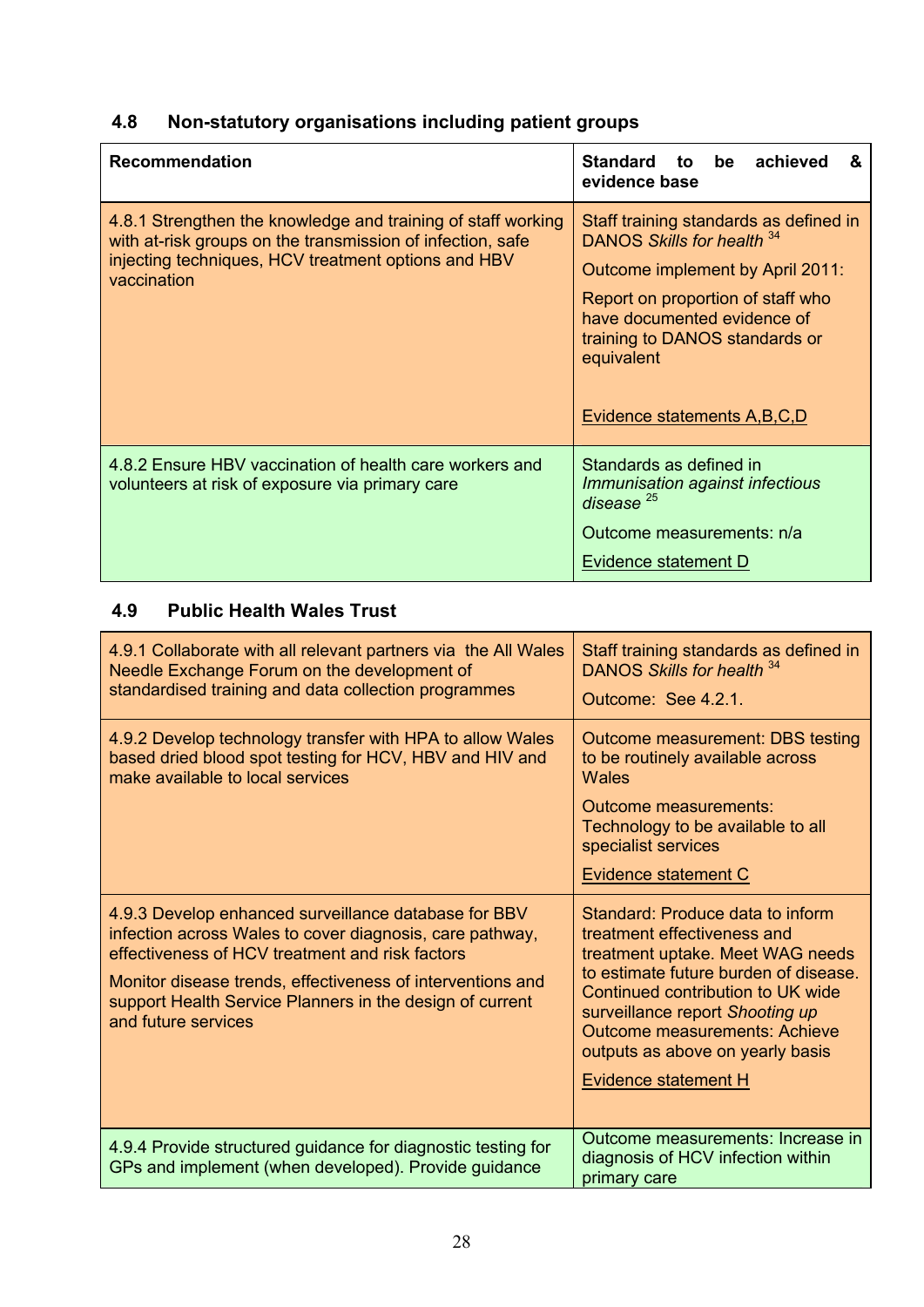### 4.8 Non-statutory organisations including patient groups

| Recommendation | Standard to be achieved & evidence base |
|---|---|
| 4.8.1 Strengthen the knowledge and training of staff working with at-risk groups on the transmission of infection, safe injecting techniques, HCV treatment options and HBV vaccination | Staff training standards as defined in DANOS *Skills for health* [34]<br><br>Outcome implement by April 2011:<br><br>Report on proportion of staff who have documented evidence of training to DANOS standards or equivalent<br><br>Evidence statements A,B,C,D |
| 4.8.2 Ensure HBV vaccination of health care workers and volunteers at risk of exposure via primary care | Standards as defined in *Immunisation against infectious disease* [25]<br><br>Outcome measurements: n/a<br><br>Evidence statement D |

### 4.9 Public Health Wales Trust

| Recommendation | Standard to be achieved & evidence base |
|---|---|
| 4.9.1 Collaborate with all relevant partners via the All Wales Needle Exchange Forum on the development of standardised training and data collection programmes | Staff training standards as defined in DANOS *Skills for health* [34]<br><br>Outcome: See 4.2.1. |
| 4.9.2 Develop technology transfer with HPA to allow Wales based dried blood spot testing for HCV, HBV and HIV and make available to local services | Outcome measurement: DBS testing to be routinely available across Wales<br><br>Outcome measurements: Technology to be available to all specialist services<br><br>Evidence statement C |
| 4.9.3 Develop enhanced surveillance database for BBV infection across Wales to cover diagnosis, care pathway, effectiveness of HCV treatment and risk factors<br><br>Monitor disease trends, effectiveness of interventions and support Health Service Planners in the design of current and future services | Standard: Produce data to inform treatment effectiveness and treatment uptake. Meet WAG needs to estimate future burden of disease. Continued contribution to UK wide surveillance report *Shooting up* Outcome measurements: Achieve outputs as above on yearly basis<br><br>Evidence statement H |
| 4.9.4 Provide structured guidance for diagnostic testing for GPs and implement (when developed). Provide guidance | Outcome measurements: Increase in diagnosis of HCV infection within primary care |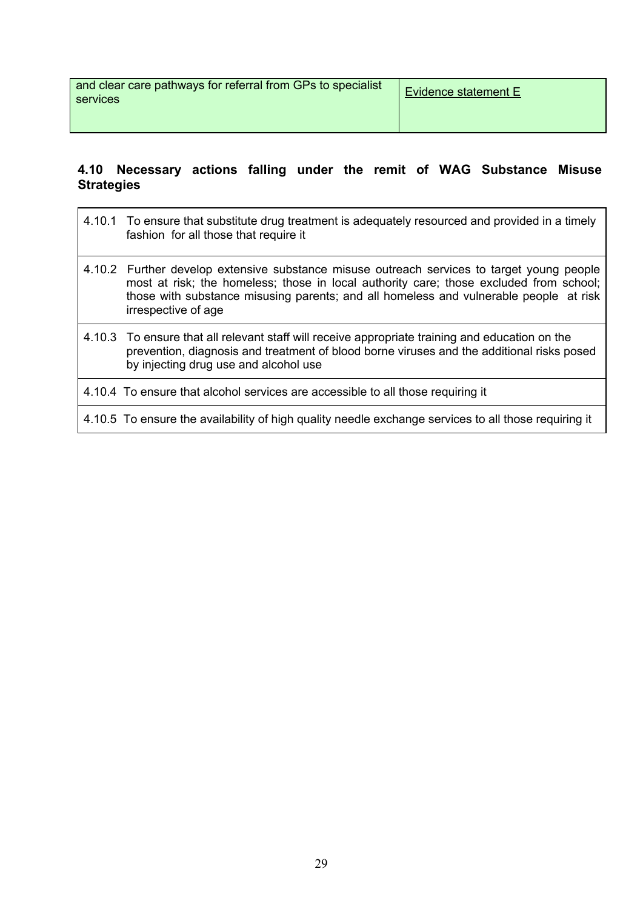| and clear care pathways for referral from GPs to specialist services | Evidence statement E |
|---|---|

## 4.10 Necessary actions falling under the remit of WAG Substance Misuse Strategies

| | |
|---|---|
| 4.10.1 | To ensure that substitute drug treatment is adequately resourced and provided in a timely fashion for all those that require it |
| 4.10.2 | Further develop extensive substance misuse outreach services to target young people most at risk; the homeless; those in local authority care; those excluded from school; those with substance misusing parents; and all homeless and vulnerable people at risk irrespective of age |
| 4.10.3 | To ensure that all relevant staff will receive appropriate training and education on the prevention, diagnosis and treatment of blood borne viruses and the additional risks posed by injecting drug use and alcohol use |
| 4.10.4 | To ensure that alcohol services are accessible to all those requiring it |
| 4.10.5 | To ensure the availability of high quality needle exchange services to all those requiring it |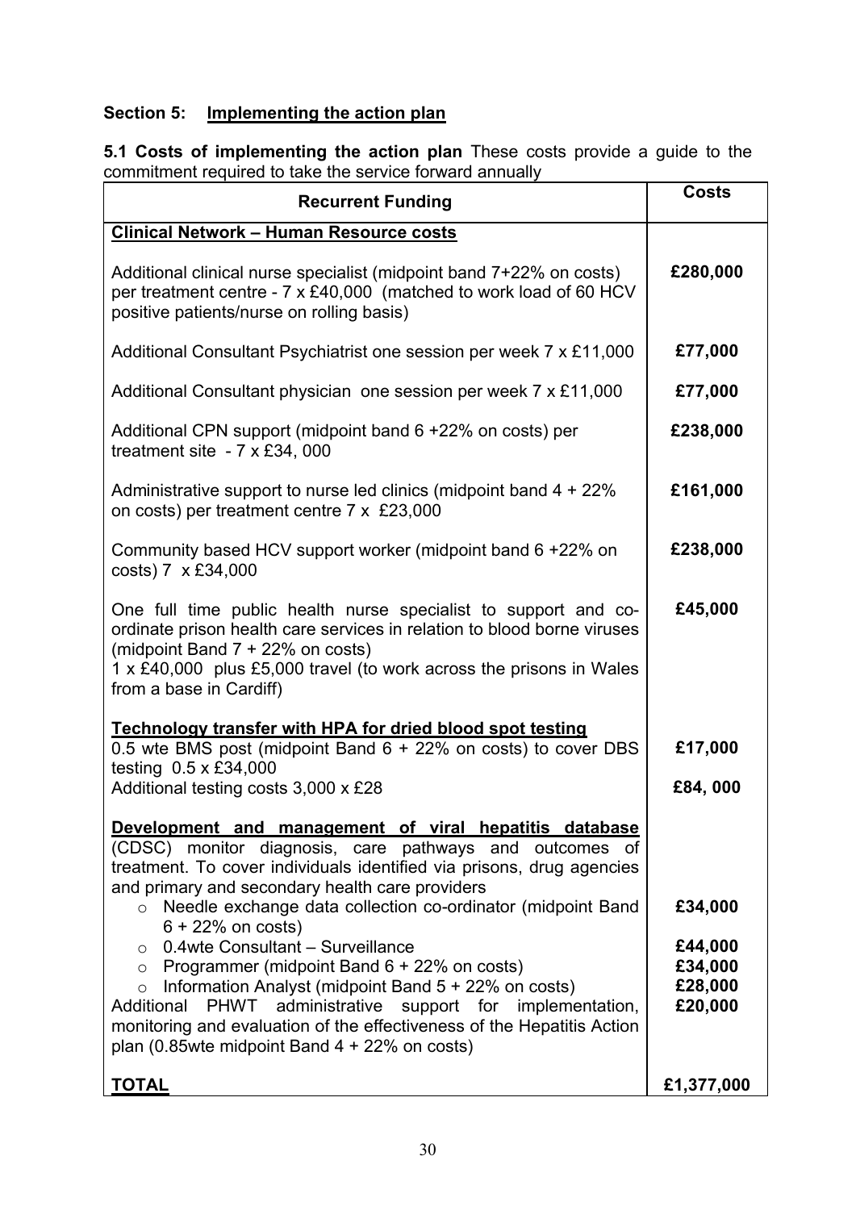## Section 5: Implementing the action plan

**5.1 Costs of implementing the action plan** These costs provide a guide to the commitment required to take the service forward annually

| Recurrent Funding | Costs |
|---|---|
| **Clinical Network – Human Resource costs** | |
| Additional clinical nurse specialist (midpoint band 7+22% on costs) per treatment centre - 7 x £40,000 (matched to work load of 60 HCV positive patients/nurse on rolling basis) | **£280,000** |
| Additional Consultant Psychiatrist one session per week 7 x £11,000 | **£77,000** |
| Additional Consultant physician one session per week 7 x £11,000 | **£77,000** |
| Additional CPN support (midpoint band 6 +22% on costs) per treatment site - 7 x £34, 000 | **£238,000** |
| Administrative support to nurse led clinics (midpoint band 4 + 22% on costs) per treatment centre 7 x £23,000 | **£161,000** |
| Community based HCV support worker (midpoint band 6 +22% on costs) 7 x £34,000 | **£238,000** |
| One full time public health nurse specialist to support and co-ordinate prison health care services in relation to blood borne viruses (midpoint Band 7 + 22% on costs)<br>1 x £40,000 plus £5,000 travel (to work across the prisons in Wales from a base in Cardiff) | **£45,000** |
| **Technology transfer with HPA for dried blood spot testing** | |
| 0.5 wte BMS post (midpoint Band 6 + 22% on costs) to cover DBS testing 0.5 x £34,000 | **£17,000** |
| Additional testing costs 3,000 x £28 | **£84, 000** |
| **Development and management of viral hepatitis database** (CDSC) monitor diagnosis, care pathways and outcomes of treatment. To cover individuals identified via prisons, drug agencies and primary and secondary health care providers | |
| ○ Needle exchange data collection co-ordinator (midpoint Band 6 + 22% on costs) | **£34,000** |
| ○ 0.4wte Consultant – Surveillance | **£44,000** |
| ○ Programmer (midpoint Band 6 + 22% on costs) | **£34,000** |
| ○ Information Analyst (midpoint Band 5 + 22% on costs) | **£28,000** |
| Additional PHWT administrative support for implementation, monitoring and evaluation of the effectiveness of the Hepatitis Action plan (0.85wte midpoint Band 4 + 22% on costs) | **£20,000** |
| **TOTAL** | **£1,377,000** |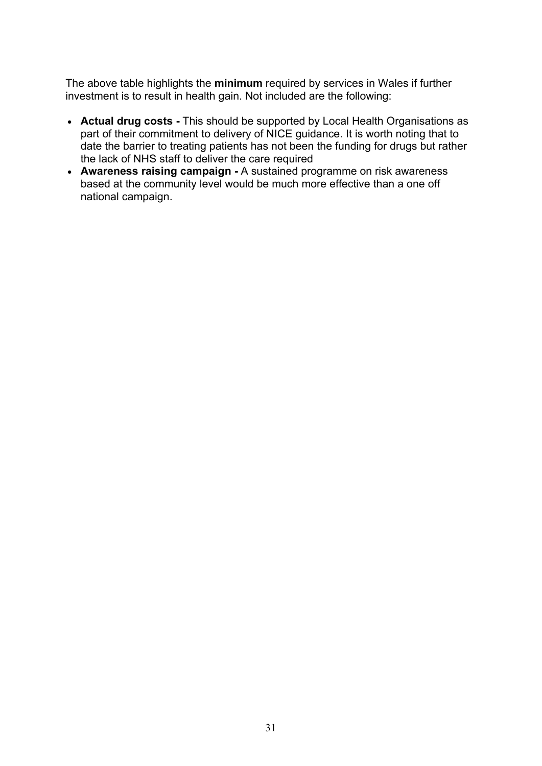The above table highlights the **minimum** required by services in Wales if further investment is to result in health gain. Not included are the following:

- **Actual drug costs -** This should be supported by Local Health Organisations as part of their commitment to delivery of NICE guidance. It is worth noting that to date the barrier to treating patients has not been the funding for drugs but rather the lack of NHS staff to deliver the care required
- **Awareness raising campaign -** A sustained programme on risk awareness based at the community level would be much more effective than a one off national campaign.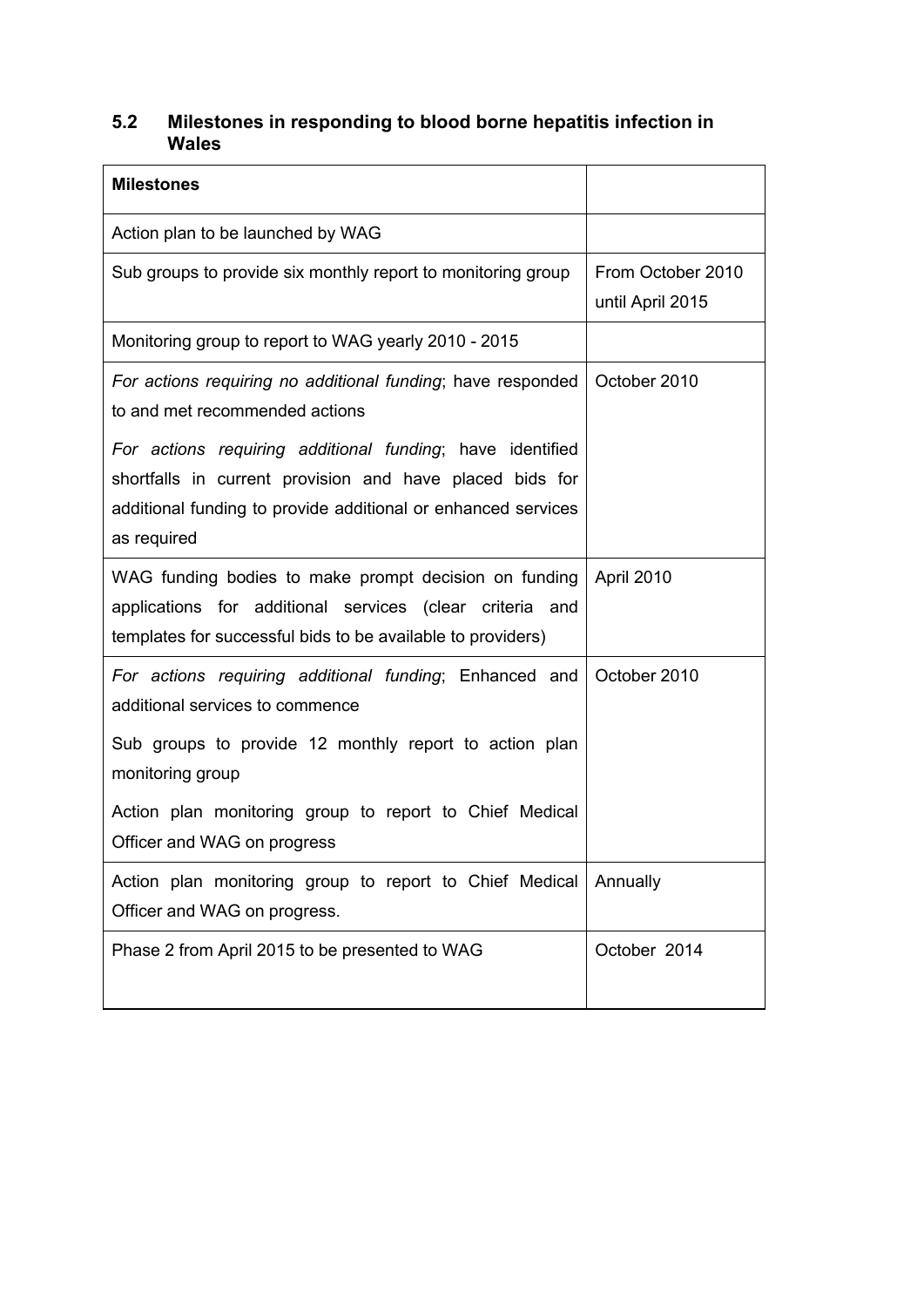## 5.2 Milestones in responding to blood borne hepatitis infection in Wales

| Milestones | |
|---|---|
| Action plan to be launched by WAG | |
| Sub groups to provide six monthly report to monitoring group | From October 2010 until April 2015 |
| Monitoring group to report to WAG yearly 2010 - 2015 | |
| *For actions requiring no additional funding*; have responded to and met recommended actions<br><br>*For actions requiring additional funding*; have identified shortfalls in current provision and have placed bids for additional funding to provide additional or enhanced services as required | October 2010 |
| WAG funding bodies to make prompt decision on funding applications for additional services (clear criteria and templates for successful bids to be available to providers) | April 2010 |
| *For actions requiring additional funding*; Enhanced and additional services to commence<br><br>Sub groups to provide 12 monthly report to action plan monitoring group<br><br>Action plan monitoring group to report to Chief Medical Officer and WAG on progress | October 2010 |
| Action plan monitoring group to report to Chief Medical Officer and WAG on progress. | Annually |
| Phase 2 from April 2015 to be presented to WAG | October 2014 |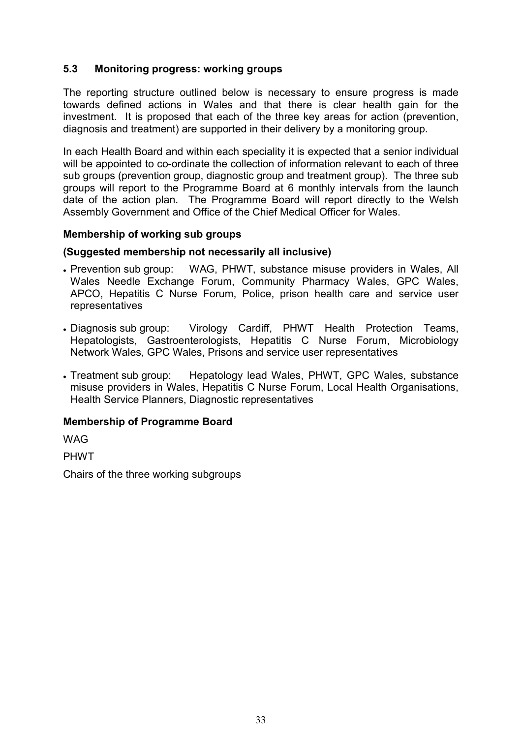## 5.3 Monitoring progress: working groups

The reporting structure outlined below is necessary to ensure progress is made towards defined actions in Wales and that there is clear health gain for the investment. It is proposed that each of the three key areas for action (prevention, diagnosis and treatment) are supported in their delivery by a monitoring group.

In each Health Board and within each speciality it is expected that a senior individual will be appointed to co-ordinate the collection of information relevant to each of three sub groups (prevention group, diagnostic group and treatment group). The three sub groups will report to the Programme Board at 6 monthly intervals from the launch date of the action plan. The Programme Board will report directly to the Welsh Assembly Government and Office of the Chief Medical Officer for Wales.

**Membership of working sub groups**

**(Suggested membership not necessarily all inclusive)**

- Prevention sub group: WAG, PHWT, substance misuse providers in Wales, All Wales Needle Exchange Forum, Community Pharmacy Wales, GPC Wales, APCO, Hepatitis C Nurse Forum, Police, prison health care and service user representatives
- Diagnosis sub group: Virology Cardiff, PHWT Health Protection Teams, Hepatologists, Gastroenterologists, Hepatitis C Nurse Forum, Microbiology Network Wales, GPC Wales, Prisons and service user representatives
- Treatment sub group: Hepatology lead Wales, PHWT, GPC Wales, substance misuse providers in Wales, Hepatitis C Nurse Forum, Local Health Organisations, Health Service Planners, Diagnostic representatives

**Membership of Programme Board**

WAG

PHWT

Chairs of the three working subgroups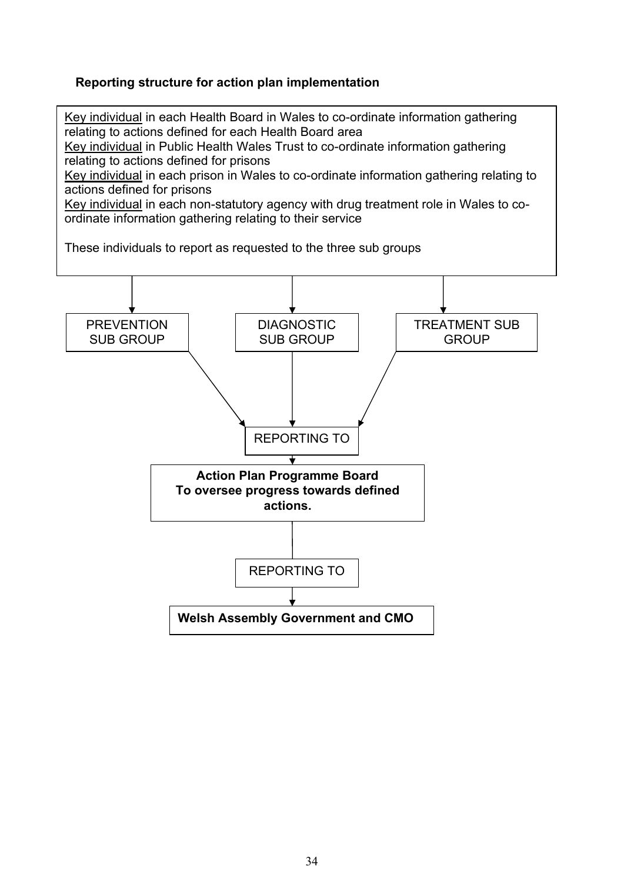**Reporting structure for action plan implementation**

Key individual in each Health Board in Wales to co-ordinate information gathering relating to actions defined for each Health Board area

Key individual in Public Health Wales Trust to co-ordinate information gathering relating to actions defined for prisons

Key individual in each prison in Wales to co-ordinate information gathering relating to actions defined for prisons

Key individual in each non-statutory agency with drug treatment role in Wales to co-ordinate information gathering relating to their service

These individuals to report as requested to the three sub groups

↓

PREVENTION SUB GROUP | DIAGNOSTIC SUB GROUP | TREATMENT SUB GROUP

↓

REPORTING TO

↓

**Action Plan Programme Board**
**To oversee progress towards defined actions.**

↓

REPORTING TO

↓

**Welsh Assembly Government and CMO**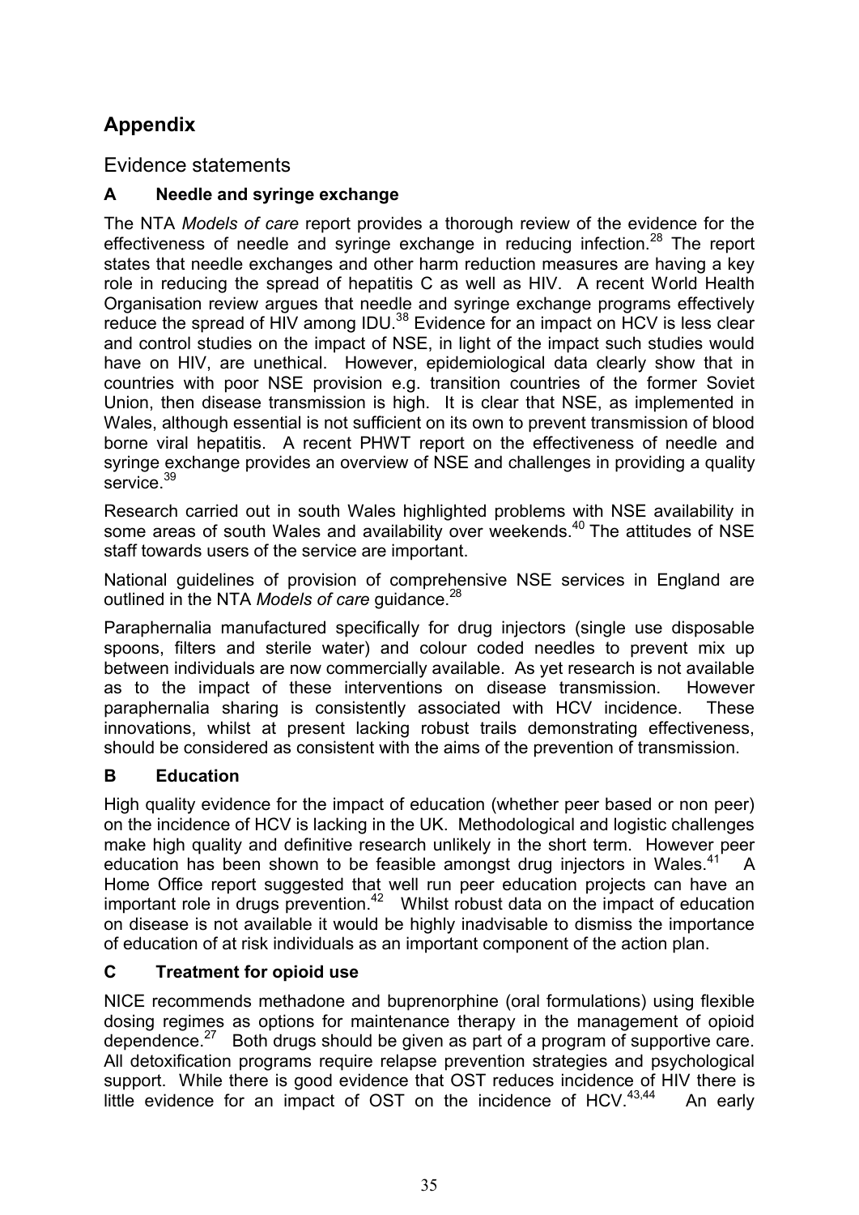# Appendix

## Evidence statements

### A Needle and syringe exchange

The NTA *Models of care* report provides a thorough review of the evidence for the effectiveness of needle and syringe exchange in reducing infection.[28] The report states that needle exchanges and other harm reduction measures are having a key role in reducing the spread of hepatitis C as well as HIV. A recent World Health Organisation review argues that needle and syringe exchange programs effectively reduce the spread of HIV among IDU.[38] Evidence for an impact on HCV is less clear and control studies on the impact of NSE, in light of the impact such studies would have on HIV, are unethical. However, epidemiological data clearly show that in countries with poor NSE provision e.g. transition countries of the former Soviet Union, then disease transmission is high. It is clear that NSE, as implemented in Wales, although essential is not sufficient on its own to prevent transmission of blood borne viral hepatitis. A recent PHWT report on the effectiveness of needle and syringe exchange provides an overview of NSE and challenges in providing a quality service.[39]

Research carried out in south Wales highlighted problems with NSE availability in some areas of south Wales and availability over weekends.[40] The attitudes of NSE staff towards users of the service are important.

National guidelines of provision of comprehensive NSE services in England are outlined in the NTA *Models of care* guidance.[28]

Paraphernalia manufactured specifically for drug injectors (single use disposable spoons, filters and sterile water) and colour coded needles to prevent mix up between individuals are now commercially available. As yet research is not available as to the impact of these interventions on disease transmission. However paraphernalia sharing is consistently associated with HCV incidence. These innovations, whilst at present lacking robust trails demonstrating effectiveness, should be considered as consistent with the aims of the prevention of transmission.

### B Education

High quality evidence for the impact of education (whether peer based or non peer) on the incidence of HCV is lacking in the UK. Methodological and logistic challenges make high quality and definitive research unlikely in the short term. However peer education has been shown to be feasible amongst drug injectors in Wales.[41] A Home Office report suggested that well run peer education projects can have an important role in drugs prevention.[42] Whilst robust data on the impact of education on disease is not available it would be highly inadvisable to dismiss the importance of education of at risk individuals as an important component of the action plan.

### C Treatment for opioid use

NICE recommends methadone and buprenorphine (oral formulations) using flexible dosing regimes as options for maintenance therapy in the management of opioid dependence.[27] Both drugs should be given as part of a program of supportive care. All detoxification programs require relapse prevention strategies and psychological support. While there is good evidence that OST reduces incidence of HIV there is little evidence for an impact of OST on the incidence of HCV.[43,44] An early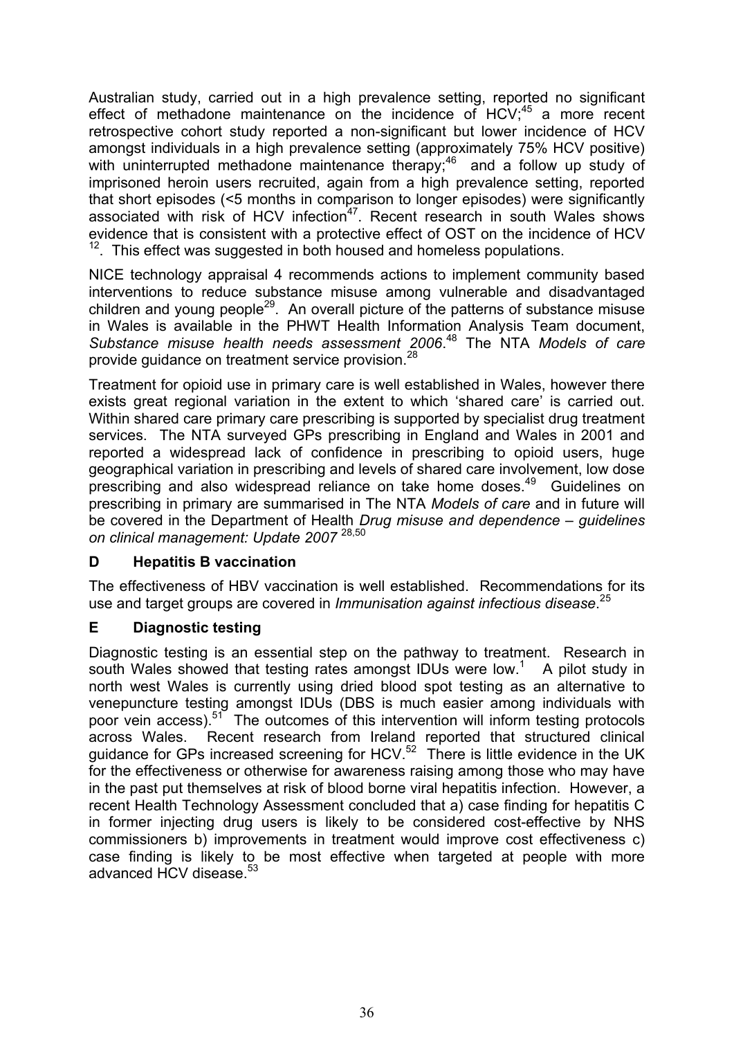Australian study, carried out in a high prevalence setting, reported no significant effect of methadone maintenance on the incidence of HCV;[45] a more recent retrospective cohort study reported a non-significant but lower incidence of HCV amongst individuals in a high prevalence setting (approximately 75% HCV positive) with uninterrupted methadone maintenance therapy;[46] and a follow up study of imprisoned heroin users recruited, again from a high prevalence setting, reported that short episodes (<5 months in comparison to longer episodes) were significantly associated with risk of HCV infection[47]. Recent research in south Wales shows evidence that is consistent with a protective effect of OST on the incidence of HCV [12]. This effect was suggested in both housed and homeless populations.

NICE technology appraisal 4 recommends actions to implement community based interventions to reduce substance misuse among vulnerable and disadvantaged children and young people[29]. An overall picture of the patterns of substance misuse in Wales is available in the PHWT Health Information Analysis Team document, *Substance misuse health needs assessment 2006*.[48] The NTA *Models of care* provide guidance on treatment service provision.[28]

Treatment for opioid use in primary care is well established in Wales, however there exists great regional variation in the extent to which 'shared care' is carried out. Within shared care primary care prescribing is supported by specialist drug treatment services. The NTA surveyed GPs prescribing in England and Wales in 2001 and reported a widespread lack of confidence in prescribing to opioid users, huge geographical variation in prescribing and levels of shared care involvement, low dose prescribing and also widespread reliance on take home doses.[49] Guidelines on prescribing in primary are summarised in The NTA *Models of care* and in future will be covered in the Department of Health *Drug misuse and dependence – guidelines on clinical management: Update 2007* [28,50]

## D Hepatitis B vaccination

The effectiveness of HBV vaccination is well established. Recommendations for its use and target groups are covered in *Immunisation against infectious disease*.[25]

## E Diagnostic testing

Diagnostic testing is an essential step on the pathway to treatment. Research in south Wales showed that testing rates amongst IDUs were low.[1] A pilot study in north west Wales is currently using dried blood spot testing as an alternative to venepuncture testing amongst IDUs (DBS is much easier among individuals with poor vein access).[51] The outcomes of this intervention will inform testing protocols across Wales. Recent research from Ireland reported that structured clinical guidance for GPs increased screening for HCV.[52] There is little evidence in the UK for the effectiveness or otherwise for awareness raising among those who may have in the past put themselves at risk of blood borne viral hepatitis infection. However, a recent Health Technology Assessment concluded that a) case finding for hepatitis C in former injecting drug users is likely to be considered cost-effective by NHS commissioners b) improvements in treatment would improve cost effectiveness c) case finding is likely to be most effective when targeted at people with more advanced HCV disease.[53]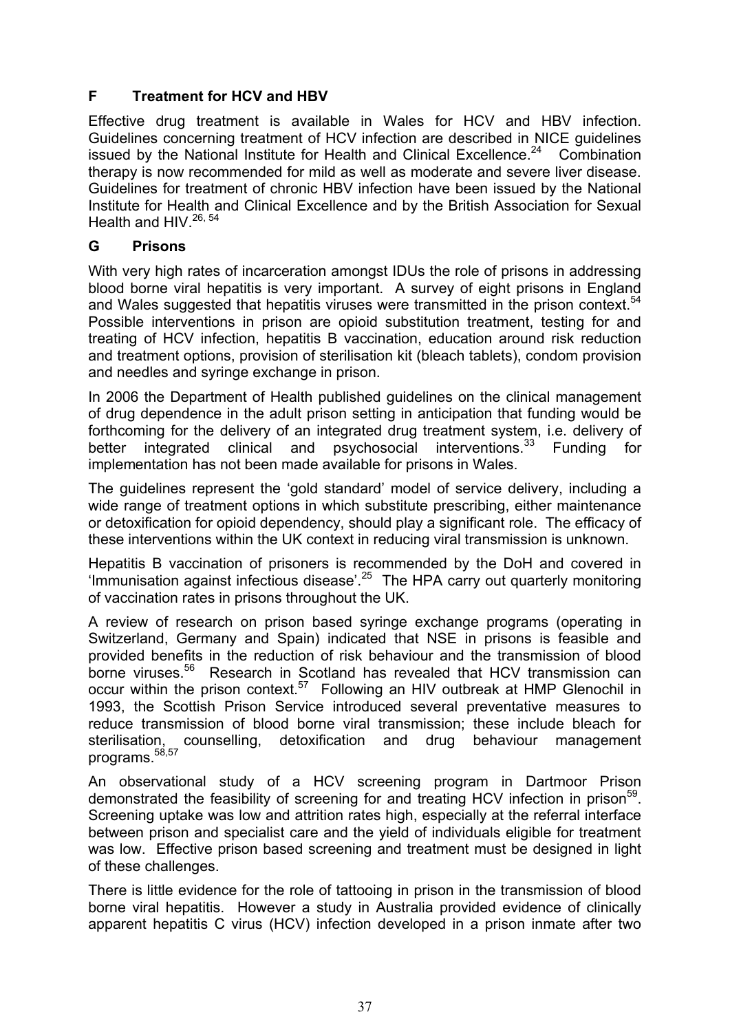## F Treatment for HCV and HBV

Effective drug treatment is available in Wales for HCV and HBV infection. Guidelines concerning treatment of HCV infection are described in NICE guidelines issued by the National Institute for Health and Clinical Excellence.[24] Combination therapy is now recommended for mild as well as moderate and severe liver disease. Guidelines for treatment of chronic HBV infection have been issued by the National Institute for Health and Clinical Excellence and by the British Association for Sexual Health and HIV.[26, 54]

## G Prisons

With very high rates of incarceration amongst IDUs the role of prisons in addressing blood borne viral hepatitis is very important. A survey of eight prisons in England and Wales suggested that hepatitis viruses were transmitted in the prison context.[54] Possible interventions in prison are opioid substitution treatment, testing for and treating of HCV infection, hepatitis B vaccination, education around risk reduction and treatment options, provision of sterilisation kit (bleach tablets), condom provision and needles and syringe exchange in prison.

In 2006 the Department of Health published guidelines on the clinical management of drug dependence in the adult prison setting in anticipation that funding would be forthcoming for the delivery of an integrated drug treatment system, i.e. delivery of better integrated clinical and psychosocial interventions.[33] Funding for implementation has not been made available for prisons in Wales.

The guidelines represent the 'gold standard' model of service delivery, including a wide range of treatment options in which substitute prescribing, either maintenance or detoxification for opioid dependency, should play a significant role. The efficacy of these interventions within the UK context in reducing viral transmission is unknown.

Hepatitis B vaccination of prisoners is recommended by the DoH and covered in 'Immunisation against infectious disease'.[25] The HPA carry out quarterly monitoring of vaccination rates in prisons throughout the UK.

A review of research on prison based syringe exchange programs (operating in Switzerland, Germany and Spain) indicated that NSE in prisons is feasible and provided benefits in the reduction of risk behaviour and the transmission of blood borne viruses.[56] Research in Scotland has revealed that HCV transmission can occur within the prison context.[57] Following an HIV outbreak at HMP Glenochil in 1993, the Scottish Prison Service introduced several preventative measures to reduce transmission of blood borne viral transmission; these include bleach for sterilisation, counselling, detoxification and drug behaviour management programs.[58,57]

An observational study of a HCV screening program in Dartmoor Prison demonstrated the feasibility of screening for and treating HCV infection in prison[59]. Screening uptake was low and attrition rates high, especially at the referral interface between prison and specialist care and the yield of individuals eligible for treatment was low. Effective prison based screening and treatment must be designed in light of these challenges.

There is little evidence for the role of tattooing in prison in the transmission of blood borne viral hepatitis. However a study in Australia provided evidence of clinically apparent hepatitis C virus (HCV) infection developed in a prison inmate after two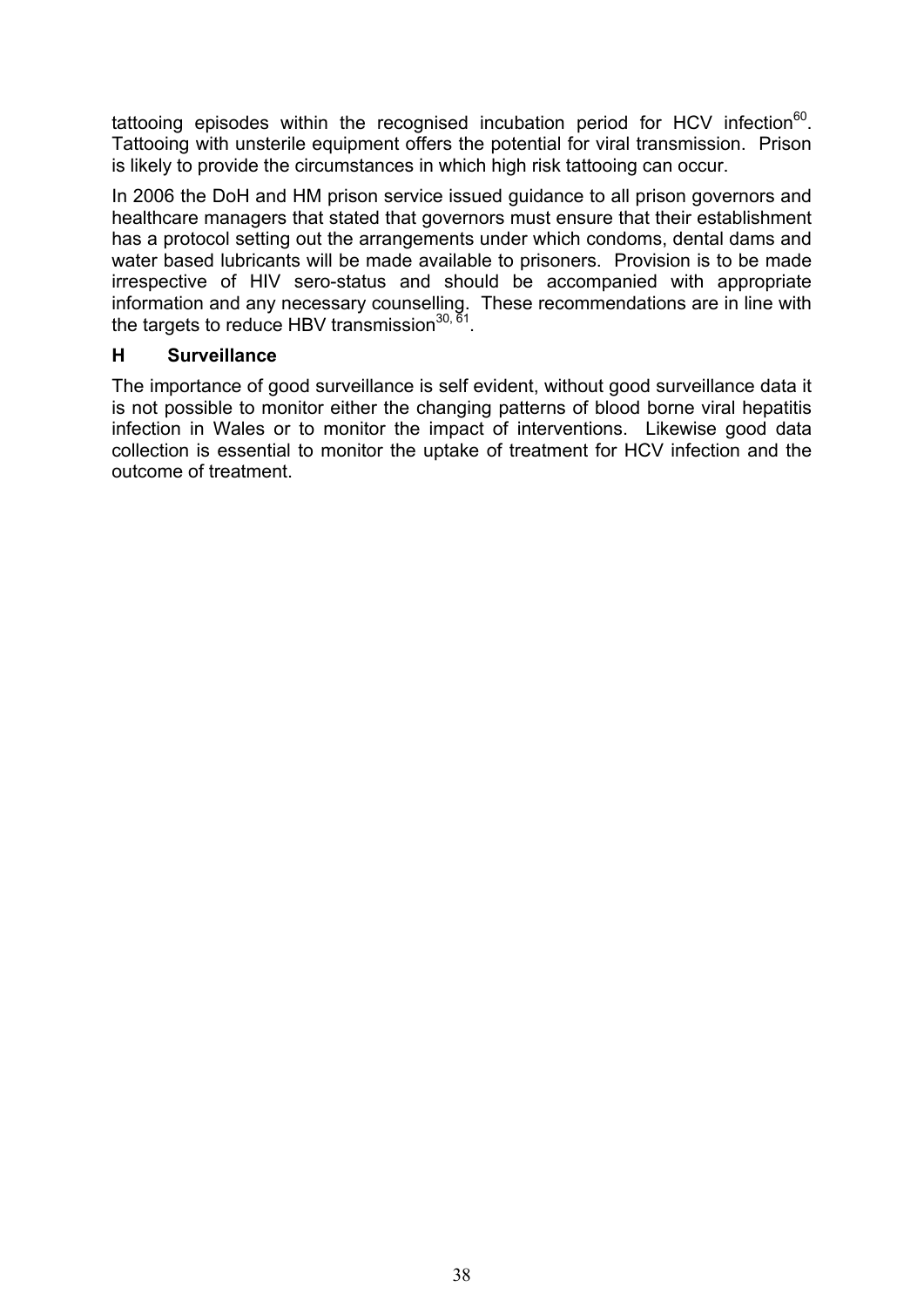tattooing episodes within the recognised incubation period for HCV infection[60]. Tattooing with unsterile equipment offers the potential for viral transmission. Prison is likely to provide the circumstances in which high risk tattooing can occur.

In 2006 the DoH and HM prison service issued guidance to all prison governors and healthcare managers that stated that governors must ensure that their establishment has a protocol setting out the arrangements under which condoms, dental dams and water based lubricants will be made available to prisoners. Provision is to be made irrespective of HIV sero-status and should be accompanied with appropriate information and any necessary counselling. These recommendations are in line with the targets to reduce HBV transmission[30, 61].

### H Surveillance

The importance of good surveillance is self evident, without good surveillance data it is not possible to monitor either the changing patterns of blood borne viral hepatitis infection in Wales or to monitor the impact of interventions. Likewise good data collection is essential to monitor the uptake of treatment for HCV infection and the outcome of treatment.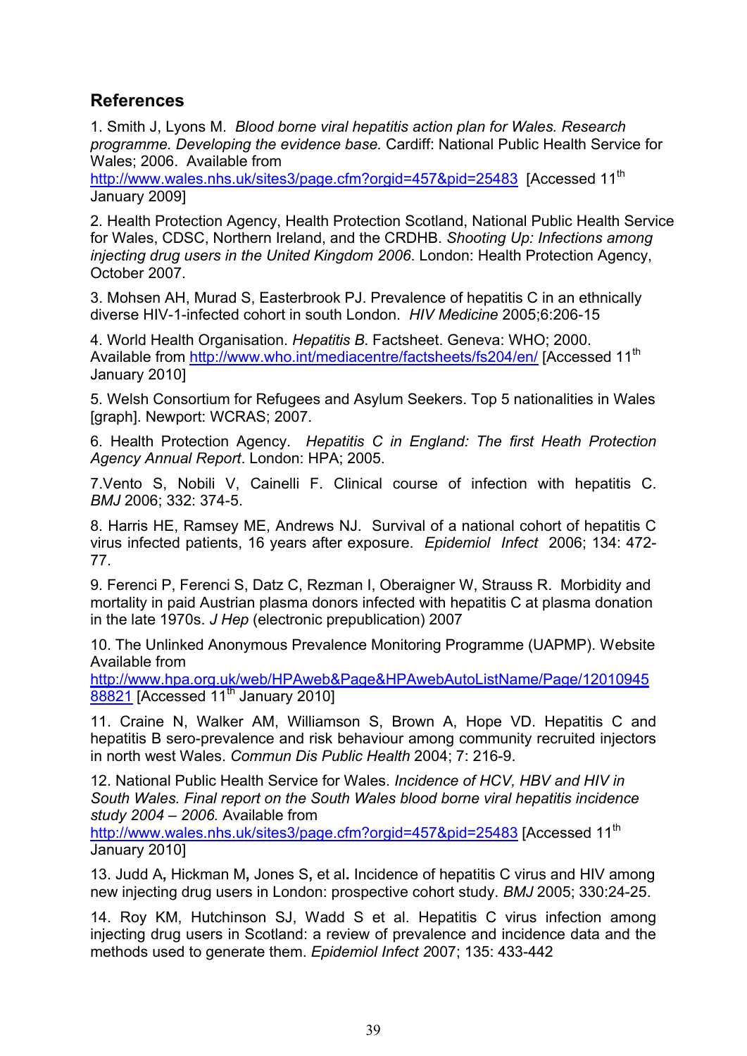## References

1. Smith J, Lyons M. *Blood borne viral hepatitis action plan for Wales. Research programme. Developing the evidence base.* Cardiff: National Public Health Service for Wales; 2006. Available from http://www.wales.nhs.uk/sites3/page.cfm?orgid=457&pid=25483 [Accessed 11th January 2009]

2. Health Protection Agency, Health Protection Scotland, National Public Health Service for Wales, CDSC, Northern Ireland, and the CRDHB. *Shooting Up: Infections among injecting drug users in the United Kingdom 2006*. London: Health Protection Agency, October 2007.

3. Mohsen AH, Murad S, Easterbrook PJ. Prevalence of hepatitis C in an ethnically diverse HIV-1-infected cohort in south London. *HIV Medicine* 2005;6:206-15

4. World Health Organisation. *Hepatitis B*. Factsheet. Geneva: WHO; 2000. Available from http://www.who.int/mediacentre/factsheets/fs204/en/ [Accessed 11th January 2010]

5. Welsh Consortium for Refugees and Asylum Seekers. Top 5 nationalities in Wales [graph]. Newport: WCRAS; 2007.

6. Health Protection Agency. *Hepatitis C in England: The first Heath Protection Agency Annual Report*. London: HPA; 2005.

7.Vento S, Nobili V, Cainelli F. Clinical course of infection with hepatitis C. *BMJ* 2006; 332: 374-5.

8. Harris HE, Ramsey ME, Andrews NJ. Survival of a national cohort of hepatitis C virus infected patients, 16 years after exposure. *Epidemiol Infect* 2006; 134: 472-77.

9. Ferenci P, Ferenci S, Datz C, Rezman I, Oberaigner W, Strauss R. Morbidity and mortality in paid Austrian plasma donors infected with hepatitis C at plasma donation in the late 1970s. *J Hep* (electronic prepublication) 2007

10. The Unlinked Anonymous Prevalence Monitoring Programme (UAPMP). Website Available from http://www.hpa.org.uk/web/HPAweb&Page&HPAwebAutoListName/Page/1201094588821 [Accessed 11th January 2010]

11. Craine N, Walker AM, Williamson S, Brown A, Hope VD. Hepatitis C and hepatitis B sero-prevalence and risk behaviour among community recruited injectors in north west Wales. *Commun Dis Public Health* 2004; 7: 216-9.

12. National Public Health Service for Wales. *Incidence of HCV, HBV and HIV in South Wales. Final report on the South Wales blood borne viral hepatitis incidence study 2004 – 2006.* Available from http://www.wales.nhs.uk/sites3/page.cfm?orgid=457&pid=25483 [Accessed 11th January 2010]

13. Judd A**,** Hickman M**,** Jones S**,** et al**.** Incidence of hepatitis C virus and HIV among new injecting drug users in London: prospective cohort study. *BMJ* 2005; 330:24-25.

14. Roy KM, Hutchinson SJ, Wadd S et al. Hepatitis C virus infection among injecting drug users in Scotland: a review of prevalence and incidence data and the methods used to generate them. *Epidemiol Infect* 2007; 135: 433-442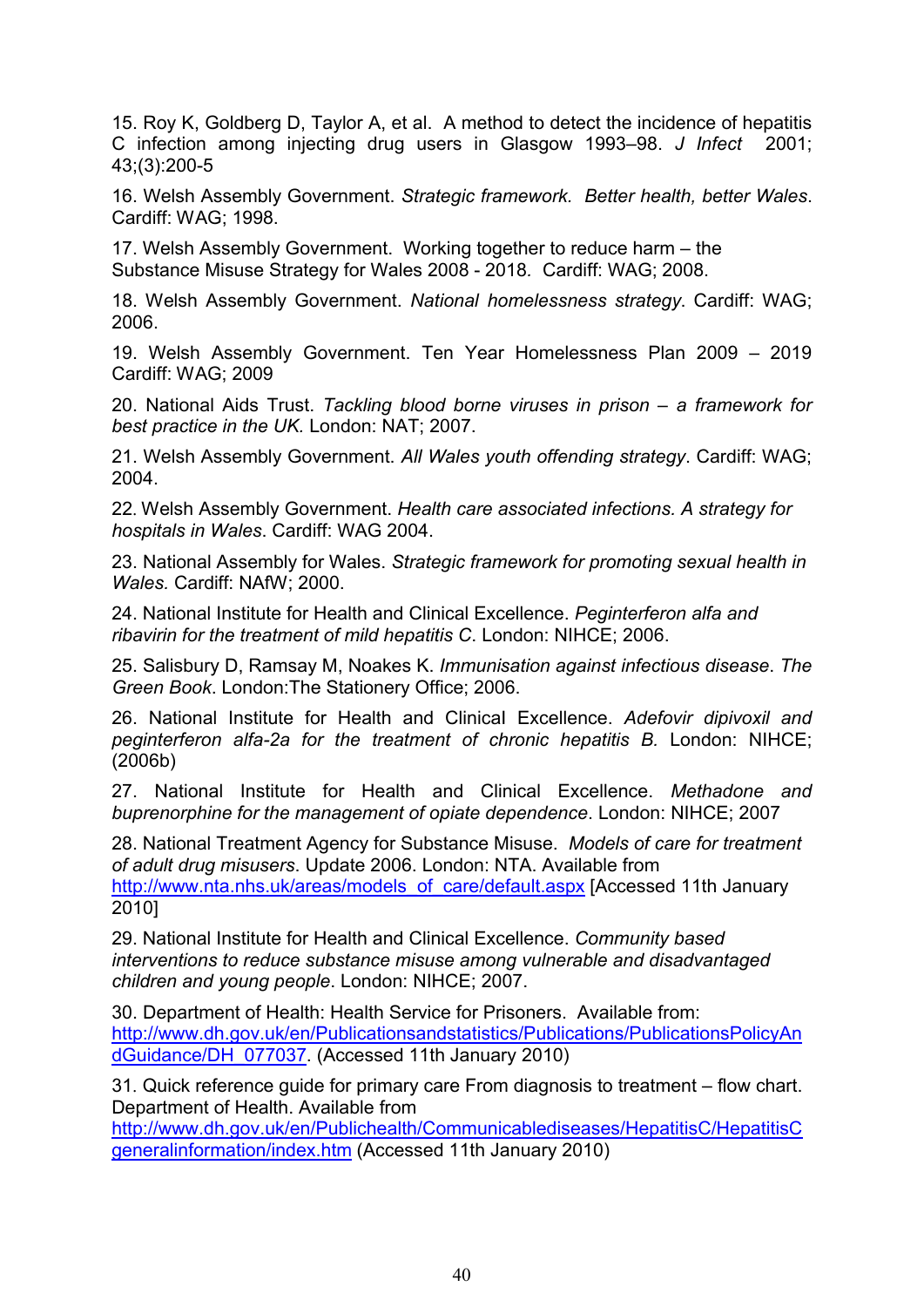15. Roy K, Goldberg D, Taylor A, et al. A method to detect the incidence of hepatitis C infection among injecting drug users in Glasgow 1993–98. *J Infect* 2001; 43;(3):200-5

16. Welsh Assembly Government. *Strategic framework. Better health, better Wales*. Cardiff: WAG; 1998.

17. Welsh Assembly Government. Working together to reduce harm – the Substance Misuse Strategy for Wales 2008 - 2018. Cardiff: WAG; 2008.

18. Welsh Assembly Government. *National homelessness strategy*. Cardiff: WAG; 2006.

19. Welsh Assembly Government. Ten Year Homelessness Plan 2009 – 2019 Cardiff: WAG; 2009

20. National Aids Trust. *Tackling blood borne viruses in prison – a framework for best practice in the UK.* London: NAT; 2007.

21. Welsh Assembly Government. *All Wales youth offending strategy*. Cardiff: WAG; 2004.

22. Welsh Assembly Government. *Health care associated infections. A strategy for hospitals in Wales*. Cardiff: WAG 2004.

23. National Assembly for Wales. *Strategic framework for promoting sexual health in Wales.* Cardiff: NAfW; 2000.

24. National Institute for Health and Clinical Excellence. *Peginterferon alfa and ribavirin for the treatment of mild hepatitis C*. London: NIHCE; 2006.

25. Salisbury D, Ramsay M, Noakes K. *Immunisation against infectious disease*. *The Green Book*. London:The Stationery Office; 2006.

26. National Institute for Health and Clinical Excellence. *Adefovir dipivoxil and peginterferon alfa-2a for the treatment of chronic hepatitis B.* London: NIHCE; (2006b)

27. National Institute for Health and Clinical Excellence. *Methadone and buprenorphine for the management of opiate dependence*. London: NIHCE; 2007

28. National Treatment Agency for Substance Misuse. *Models of care for treatment of adult drug misusers*. Update 2006. London: NTA. Available from http://www.nta.nhs.uk/areas/models_of_care/default.aspx [Accessed 11th January 2010]

29. National Institute for Health and Clinical Excellence. *Community based interventions to reduce substance misuse among vulnerable and disadvantaged children and young people*. London: NIHCE; 2007.

30. Department of Health: Health Service for Prisoners. Available from: http://www.dh.gov.uk/en/Publicationsandstatistics/Publications/PublicationsPolicyAndGuidance/DH_077037. (Accessed 11th January 2010)

31. Quick reference guide for primary care From diagnosis to treatment – flow chart. Department of Health. Available from http://www.dh.gov.uk/en/Publichealth/Communicablediseases/HepatitisC/HepatitisCgeneralinformation/index.htm (Accessed 11th January 2010)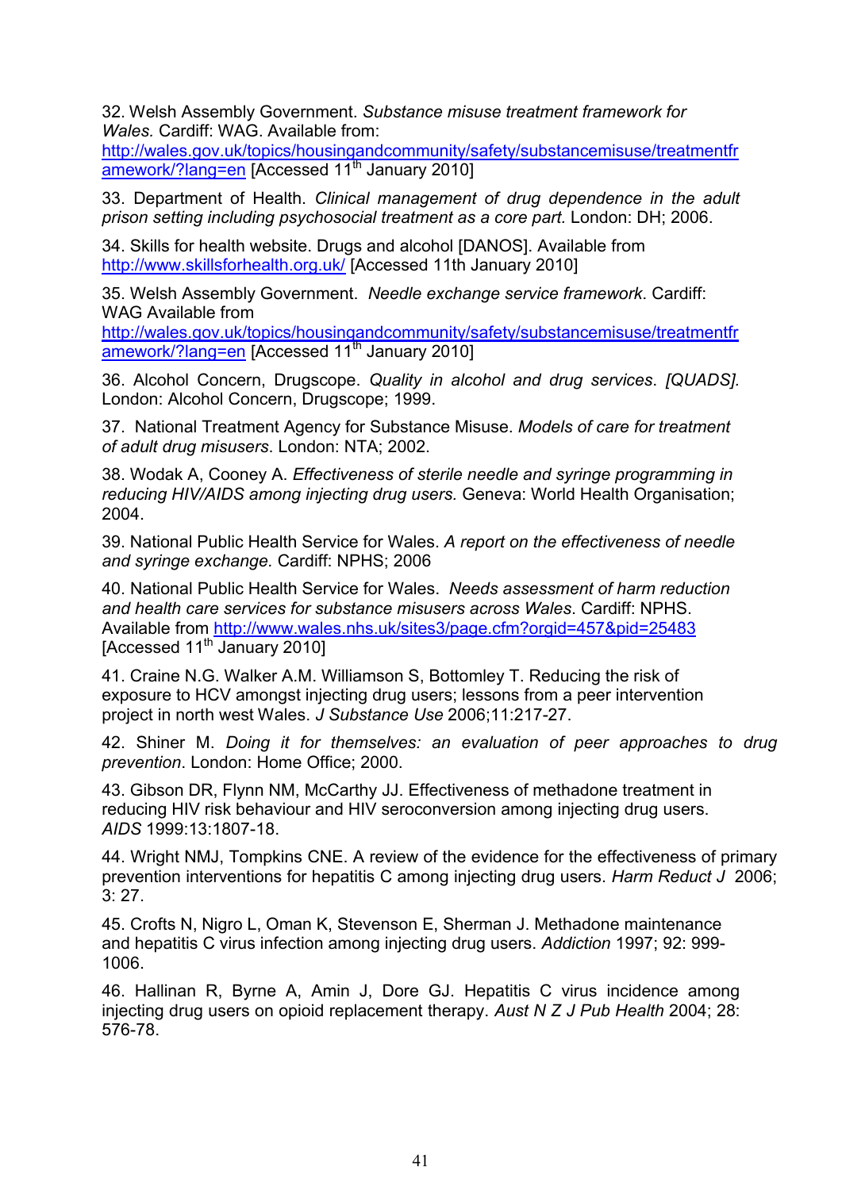32. Welsh Assembly Government. *Substance misuse treatment framework for Wales.* Cardiff: WAG. Available from: http://wales.gov.uk/topics/housingandcommunity/safety/substancemisuse/treatmentframework/?lang=en [Accessed 11th January 2010]

33. Department of Health. *Clinical management of drug dependence in the adult prison setting including psychosocial treatment as a core part.* London: DH; 2006.

34. Skills for health website. Drugs and alcohol [DANOS]. Available from http://www.skillsforhealth.org.uk/ [Accessed 11th January 2010]

35. Welsh Assembly Government. *Needle exchange service framework*. Cardiff: WAG Available from http://wales.gov.uk/topics/housingandcommunity/safety/substancemisuse/treatmentframework/?lang=en [Accessed 11th January 2010]

36. Alcohol Concern, Drugscope. *Quality in alcohol and drug services. [QUADS].* London: Alcohol Concern, Drugscope; 1999.

37. National Treatment Agency for Substance Misuse. *Models of care for treatment of adult drug misusers*. London: NTA; 2002.

38. Wodak A, Cooney A. *Effectiveness of sterile needle and syringe programming in reducing HIV/AIDS among injecting drug users.* Geneva: World Health Organisation; 2004.

39. National Public Health Service for Wales. *A report on the effectiveness of needle and syringe exchange.* Cardiff: NPHS; 2006

40. National Public Health Service for Wales. *Needs assessment of harm reduction and health care services for substance misusers across Wales*. Cardiff: NPHS. Available from http://www.wales.nhs.uk/sites3/page.cfm?orgid=457&pid=25483 [Accessed 11th January 2010]

41. Craine N.G. Walker A.M. Williamson S, Bottomley T. Reducing the risk of exposure to HCV amongst injecting drug users; lessons from a peer intervention project in north west Wales. *J Substance Use* 2006;11:217-27.

42. Shiner M. *Doing it for themselves: an evaluation of peer approaches to drug prevention*. London: Home Office; 2000.

43. Gibson DR, Flynn NM, McCarthy JJ. Effectiveness of methadone treatment in reducing HIV risk behaviour and HIV seroconversion among injecting drug users. *AIDS* 1999:13:1807-18.

44. Wright NMJ, Tompkins CNE. A review of the evidence for the effectiveness of primary prevention interventions for hepatitis C among injecting drug users. *Harm Reduct J* 2006; 3: 27.

45. Crofts N, Nigro L, Oman K, Stevenson E, Sherman J. Methadone maintenance and hepatitis C virus infection among injecting drug users. *Addiction* 1997; 92: 999-1006.

46. Hallinan R, Byrne A, Amin J, Dore GJ. Hepatitis C virus incidence among injecting drug users on opioid replacement therapy. *Aust N Z J Pub Health* 2004; 28: 576-78.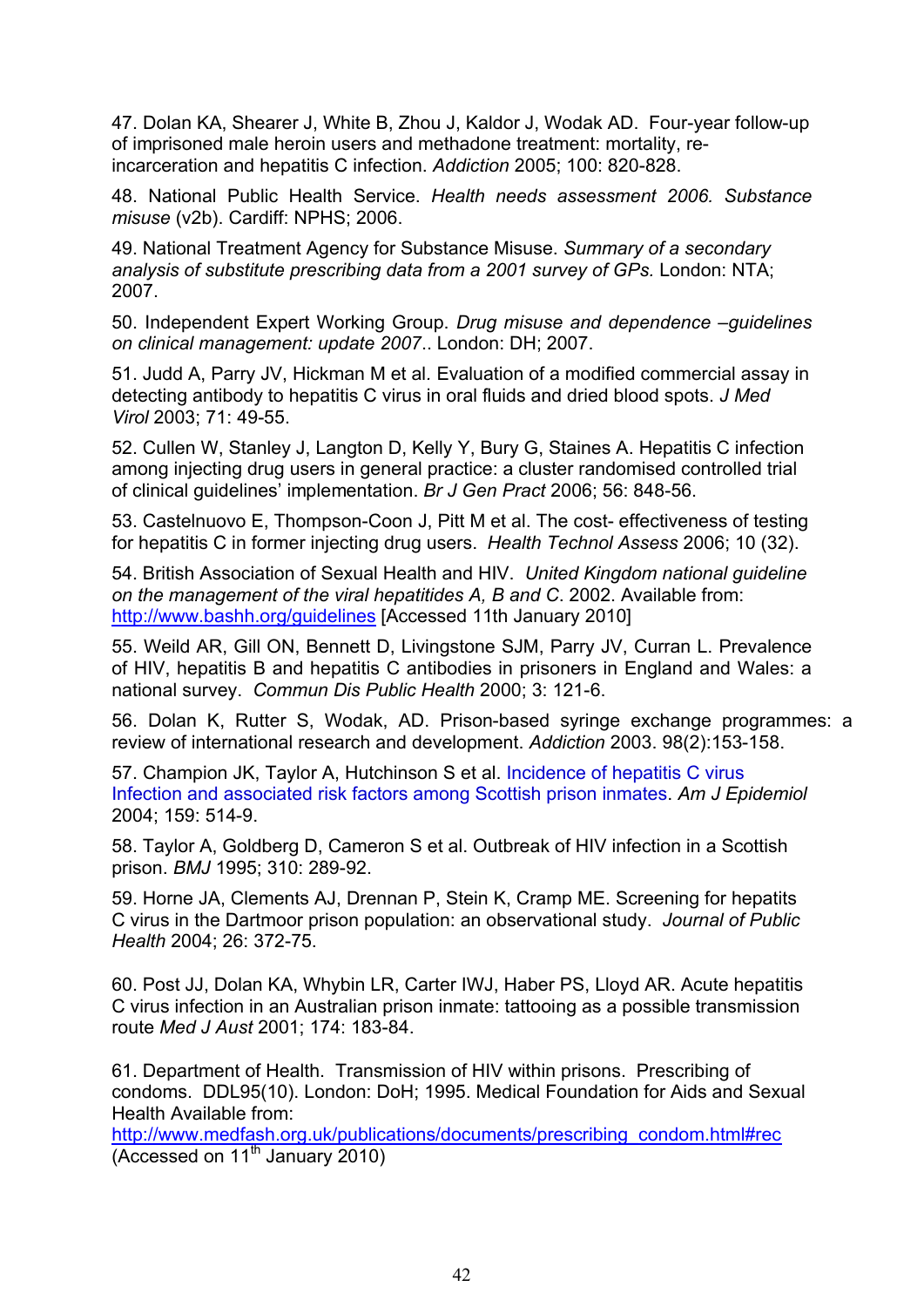47. Dolan KA, Shearer J, White B, Zhou J, Kaldor J, Wodak AD. Four-year follow-up of imprisoned male heroin users and methadone treatment: mortality, re-incarceration and hepatitis C infection. *Addiction* 2005; 100: 820-828.

48. National Public Health Service. *Health needs assessment 2006. Substance misuse* (v2b). Cardiff: NPHS; 2006.

49. National Treatment Agency for Substance Misuse. *Summary of a secondary analysis of substitute prescribing data from a 2001 survey of GPs*. London: NTA; 2007.

50. Independent Expert Working Group. *Drug misuse and dependence –guidelines on clinical management: update 2007*.. London: DH; 2007.

51. Judd A, Parry JV, Hickman M et al. Evaluation of a modified commercial assay in detecting antibody to hepatitis C virus in oral fluids and dried blood spots. *J Med Virol* 2003; 71: 49-55.

52. Cullen W, Stanley J, Langton D, Kelly Y, Bury G, Staines A. Hepatitis C infection among injecting drug users in general practice: a cluster randomised controlled trial of clinical guidelines' implementation. *Br J Gen Pract* 2006; 56: 848-56.

53. Castelnuovo E, Thompson-Coon J, Pitt M et al. The cost- effectiveness of testing for hepatitis C in former injecting drug users. *Health Technol Assess* 2006; 10 (32).

54. British Association of Sexual Health and HIV. *United Kingdom national guideline on the management of the viral hepatitides A, B and C*. 2002. Available from: http://www.bashh.org/guidelines [Accessed 11th January 2010]

55. Weild AR, Gill ON, Bennett D, Livingstone SJM, Parry JV, Curran L. Prevalence of HIV, hepatitis B and hepatitis C antibodies in prisoners in England and Wales: a national survey. *Commun Dis Public Health* 2000; 3: 121-6.

56. Dolan K, Rutter S, Wodak, AD. Prison-based syringe exchange programmes: a review of international research and development. *Addiction* 2003. 98(2):153-158.

57. Champion JK, Taylor A, Hutchinson S et al. Incidence of hepatitis C virus Infection and associated risk factors among Scottish prison inmates. *Am J Epidemiol* 2004; 159: 514-9.

58. Taylor A, Goldberg D, Cameron S et al. Outbreak of HIV infection in a Scottish prison. *BMJ* 1995; 310: 289-92.

59. Horne JA, Clements AJ, Drennan P, Stein K, Cramp ME. Screening for hepatits C virus in the Dartmoor prison population: an observational study. *Journal of Public Health* 2004; 26: 372-75.

60. Post JJ, Dolan KA, Whybin LR, Carter IWJ, Haber PS, Lloyd AR. Acute hepatitis C virus infection in an Australian prison inmate: tattooing as a possible transmission route *Med J Aust* 2001; 174: 183-84.

61. Department of Health. Transmission of HIV within prisons. Prescribing of condoms. DDL95(10). London: DoH; 1995. Medical Foundation for Aids and Sexual Health Available from: http://www.medfash.org.uk/publications/documents/prescribing_condom.html#rec (Accessed on 11th January 2010)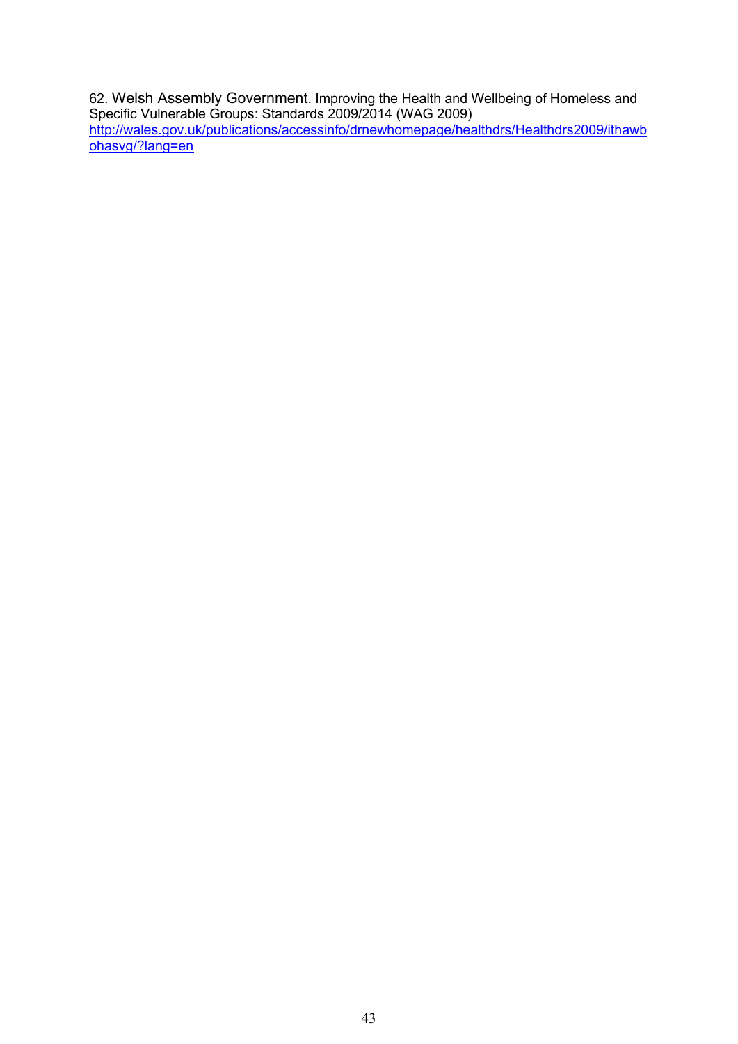62. Welsh Assembly Government. Improving the Health and Wellbeing of Homeless and Specific Vulnerable Groups: Standards 2009/2014 (WAG 2009) http://wales.gov.uk/publications/accessinfo/drnewhomepage/healthdrs/Healthdrs2009/ithawbohasvg/?lang=en